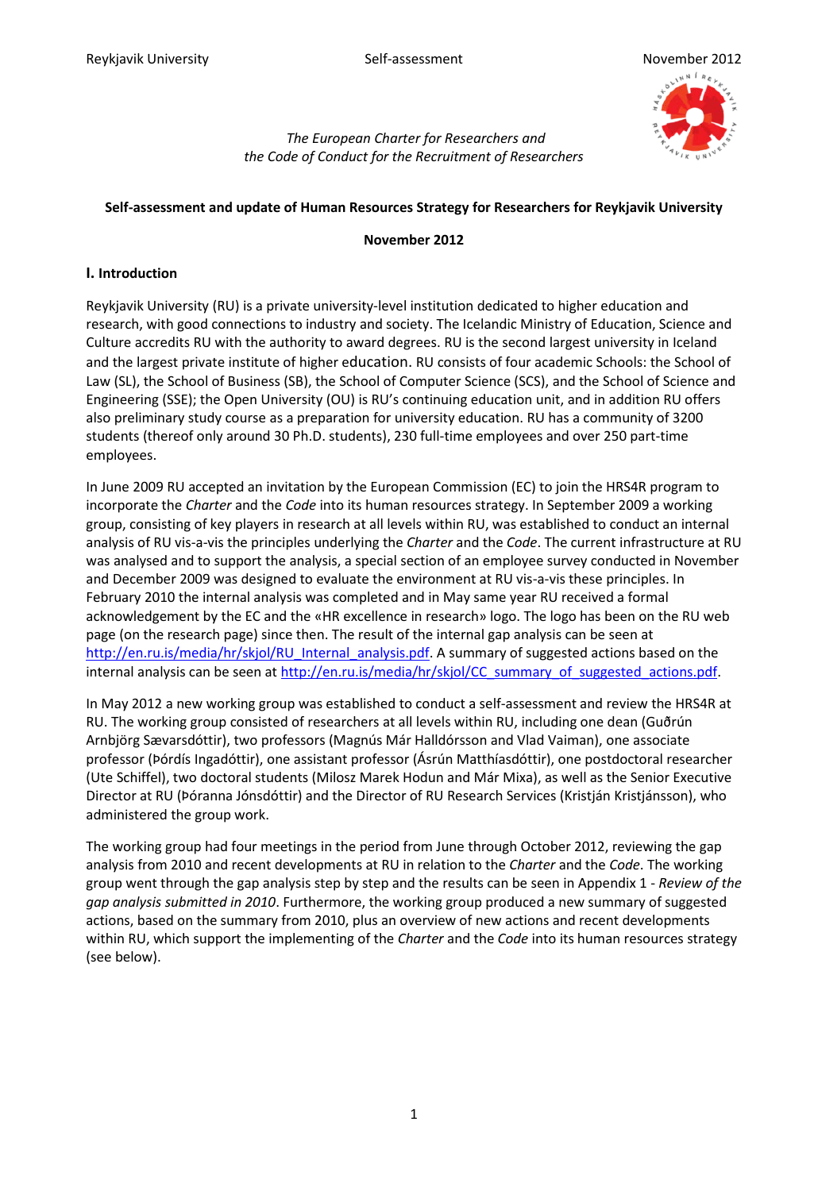*The European Charter for Researchers and*
*the Code of Conduct for the Recruitment of Researchers*

**Self-assessment and update of Human Resources Strategy for Researchers for Reykjavik University**

**November 2012**

## I. Introduction

Reykjavik University (RU) is a private university-level institution dedicated to higher education and research, with good connections to industry and society. The Icelandic Ministry of Education, Science and Culture accredits RU with the authority to award degrees. RU is the second largest university in Iceland and the largest private institute of higher education. RU consists of four academic Schools: the School of Law (SL), the School of Business (SB), the School of Computer Science (SCS), and the School of Science and Engineering (SSE); the Open University (OU) is RU's continuing education unit, and in addition RU offers also preliminary study course as a preparation for university education. RU has a community of 3200 students (thereof only around 30 Ph.D. students), 230 full-time employees and over 250 part-time employees.

In June 2009 RU accepted an invitation by the European Commission (EC) to join the HRS4R program to incorporate the *Charter* and the *Code* into its human resources strategy. In September 2009 a working group, consisting of key players in research at all levels within RU, was established to conduct an internal analysis of RU vis-a-vis the principles underlying the *Charter* and the *Code*. The current infrastructure at RU was analysed and to support the analysis, a special section of an employee survey conducted in November and December 2009 was designed to evaluate the environment at RU vis-a-vis these principles. In February 2010 the internal analysis was completed and in May same year RU received a formal acknowledgement by the EC and the «HR excellence in research» logo. The logo has been on the RU web page (on the research page) since then. The result of the internal gap analysis can be seen at http://en.ru.is/media/hr/skjol/RU_Internal_analysis.pdf. A summary of suggested actions based on the internal analysis can be seen at http://en.ru.is/media/hr/skjol/CC_summary_of_suggested_actions.pdf.

In May 2012 a new working group was established to conduct a self-assessment and review the HRS4R at RU. The working group consisted of researchers at all levels within RU, including one dean (Guðrún Arnbjörg Sævarsdóttir), two professors (Magnús Már Halldórsson and Vlad Vaiman), one associate professor (Þórdís Ingadóttir), one assistant professor (Ásrún Matthíasdóttir), one postdoctoral researcher (Ute Schiffel), two doctoral students (Milosz Marek Hodun and Már Mixa), as well as the Senior Executive Director at RU (Þóranna Jónsdóttir) and the Director of RU Research Services (Kristján Kristjánsson), who administered the group work.

The working group had four meetings in the period from June through October 2012, reviewing the gap analysis from 2010 and recent developments at RU in relation to the *Charter* and the *Code*. The working group went through the gap analysis step by step and the results can be seen in Appendix 1 - *Review of the gap analysis submitted in 2010*. Furthermore, the working group produced a new summary of suggested actions, based on the summary from 2010, plus an overview of new actions and recent developments within RU, which support the implementing of the *Charter* and the *Code* into its human resources strategy (see below).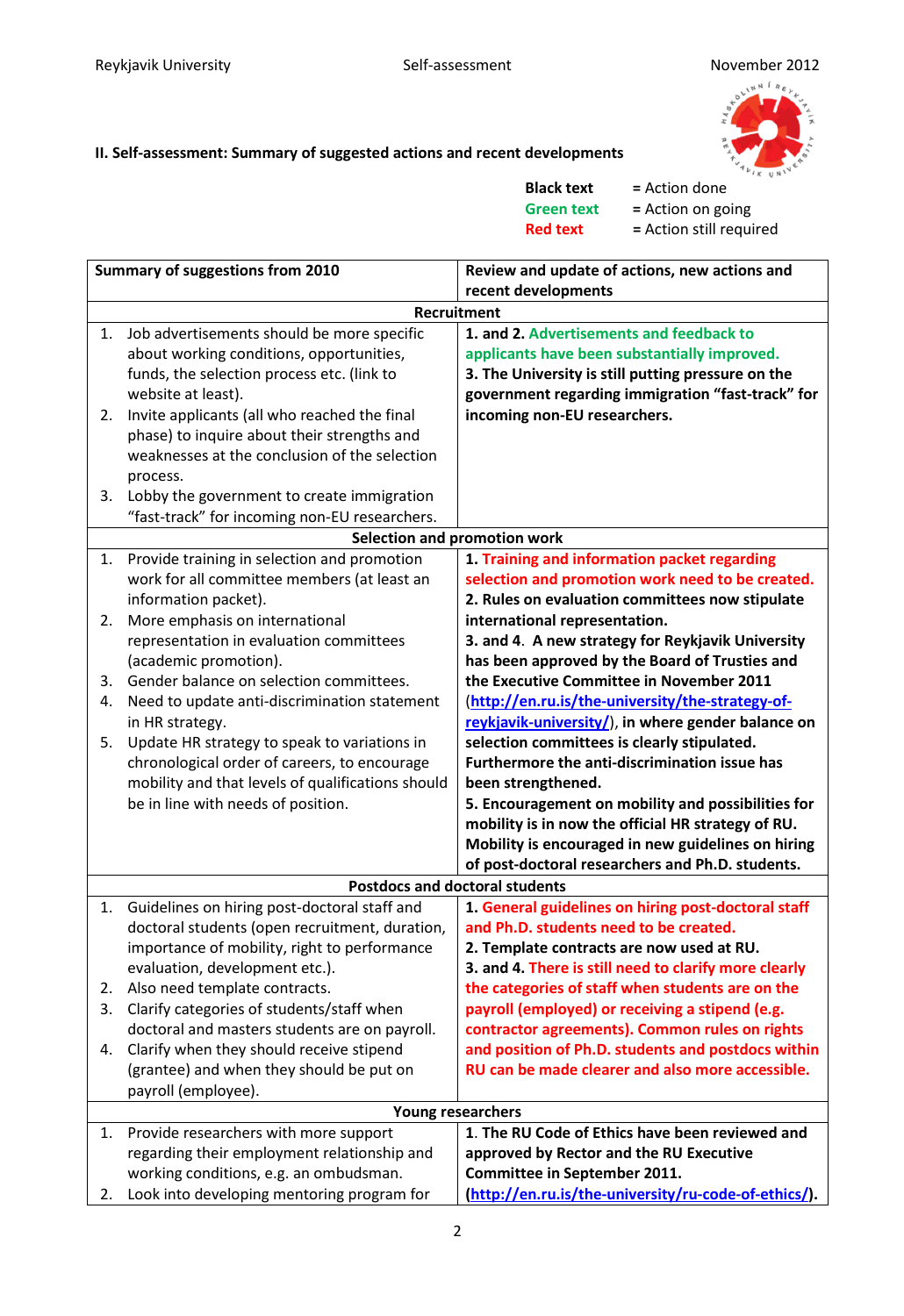## II. Self-assessment: Summary of suggested actions and recent developments

**Black text** = Action done
**Green text** = Action on going
**Red text** = Action still required

| Summary of suggestions from 2010 | Review and update of actions, new actions and recent developments |
|---|---|
| **Recruitment** | |
| 1. Job advertisements should be more specific about working conditions, opportunities, funds, the selection process etc. (link to website at least).<br>2. Invite applicants (all who reached the final phase) to inquire about their strengths and weaknesses at the conclusion of the selection process.<br>3. Lobby the government to create immigration "fast-track" for incoming non-EU researchers. | **1. and 2. Advertisements and feedback to applicants have been substantially improved.**<br>**3. The University is still putting pressure on the government regarding immigration "fast-track" for incoming non-EU researchers.** |
| **Selection and promotion work** | |
| 1. Provide training in selection and promotion work for all committee members (at least an information packet).<br>2. More emphasis on international representation in evaluation committees (academic promotion).<br>3. Gender balance on selection committees.<br>4. Need to update anti-discrimination statement in HR strategy.<br>5. Update HR strategy to speak to variations in chronological order of careers, to encourage mobility and that levels of qualifications should be in line with needs of position. | **1. Training and information packet regarding selection and promotion work need to be created.**<br>**2. Rules on evaluation committees now stipulate international representation.**<br>**3. and 4. A new strategy for Reykjavik University has been approved by the Board of Trusties and the Executive Committee in November 2011 ([http://en.ru.is/the-university/the-strategy-of-reykjavik-university/](http://en.ru.is/the-university/the-strategy-of-reykjavik-university/)), in where gender balance on selection committees is clearly stipulated. Furthermore the anti-discrimination issue has been strengthened.**<br>**5. Encouragement on mobility and possibilities for mobility is in now the official HR strategy of RU. Mobility is encouraged in new guidelines on hiring of post-doctoral researchers and Ph.D. students.** |
| **Postdocs and doctoral students** | |
| 1. Guidelines on hiring post-doctoral staff and doctoral students (open recruitment, duration, importance of mobility, right to performance evaluation, development etc.).<br>2. Also need template contracts.<br>3. Clarify categories of students/staff when doctoral and masters students are on payroll.<br>4. Clarify when they should receive stipend (grantee) and when they should be put on payroll (employee). | **1. General guidelines on hiring post-doctoral staff and Ph.D. students need to be created.**<br>**2. Template contracts are now used at RU.**<br>**3. and 4. There is still need to clarify more clearly the categories of staff when students are on the payroll (employed) or receiving a stipend (e.g. contractor agreements). Common rules on rights and position of Ph.D. students and postdocs within RU can be made clearer and also more accessible.** |
| **Young researchers** | |
| 1. Provide researchers with more support regarding their employment relationship and working conditions, e.g. an ombudsman.<br>2. Look into developing mentoring program for | **1. The RU Code of Ethics have been reviewed and approved by Rector and the RU Executive Committee in September 2011. ([http://en.ru.is/the-university/ru-code-of-ethics/](http://en.ru.is/the-university/ru-code-of-ethics/)).** |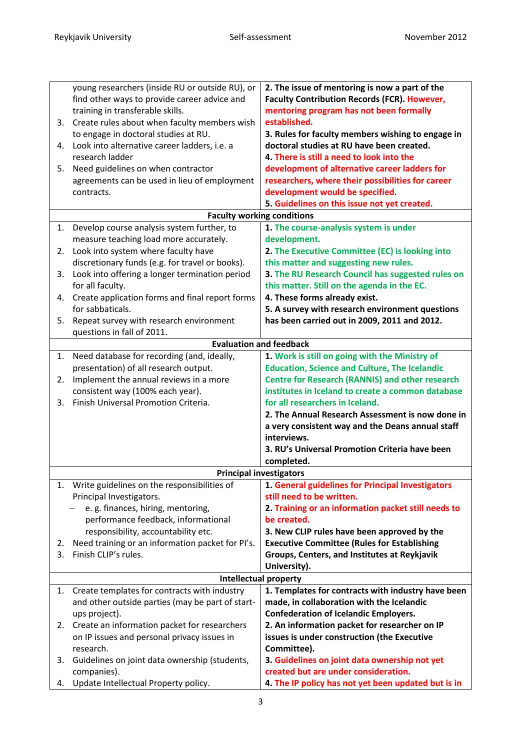| | |
|---|---|
| young researchers (inside RU or outside RU), or find other ways to provide career advice and training in transferable skills.<br>3. Create rules about when faculty members wish to engage in doctoral studies at RU.<br>4. Look into alternative career ladders, i.e. a research ladder<br>5. Need guidelines on when contractor agreements can be used in lieu of employment contracts. | **2. The issue of mentoring is now a part of the Faculty Contribution Records (FCR). However, mentoring program has not been formally established.**<br>**3. Rules for faculty members wishing to engage in doctoral studies at RU have been created.**<br>**4. There is still a need to look into the development of alternative career ladders for researchers, where their possibilities for career development would be specified.**<br>**5. Guidelines on this issue not yet created.** |
| **Faculty working conditions** | |
| 1. Develop course analysis system further, to measure teaching load more accurately.<br>2. Look into system where faculty have discretionary funds (e.g. for travel or books).<br>3. Look into offering a longer termination period for all faculty.<br>4. Create application forms and final report forms for sabbaticals.<br>5. Repeat survey with research environment questions in fall of 2011. | **1. The course-analysis system is under development.**<br>**2. The Executive Committee (EC) is looking into this matter and suggesting new rules.**<br>**3. The RU Research Council has suggested rules on this matter. Still on the agenda in the EC.**<br>**4. These forms already exist.**<br>**5. A survey with research environment questions has been carried out in 2009, 2011 and 2012.** |
| **Evaluation and feedback** | |
| 1. Need database for recording (and, ideally, presentation) of all research output.<br>2. Implement the annual reviews in a more consistent way (100% each year).<br>3. Finish Universal Promotion Criteria. | **1. Work is still on going with the Ministry of Education, Science and Culture, The Icelandic Centre for Research (RANNIS) and other research institutes in Iceland to create a common database for all researchers in Iceland.**<br>**2. The Annual Research Assessment is now done in a very consistent way and the Deans annual staff interviews.**<br>**3. RU's Universal Promotion Criteria have been completed.** |
| **Principal investigators** | |
| 1. Write guidelines on the responsibilities of Principal Investigators.<br>– e. g. finances, hiring, mentoring, performance feedback, informational responsibility, accountability etc.<br>2. Need training or an information packet for PI's.<br>3. Finish CLIP's rules. | **1. General guidelines for Principal Investigators still need to be written.**<br>**2. Training or an information packet still needs to be created.**<br>**3. New CLIP rules have been approved by the Executive Committee (Rules for Establishing Groups, Centers, and Institutes at Reykjavik University).** |
| **Intellectual property** | |
| 1. Create templates for contracts with industry and other outside parties (may be part of start-ups project).<br>2. Create an information packet for researchers on IP issues and personal privacy issues in research.<br>3. Guidelines on joint data ownership (students, companies).<br>4. Update Intellectual Property policy. | **1. Templates for contracts with industry have been made, in collaboration with the Icelandic Confederation of Icelandic Employers.**<br>**2. An information packet for researcher on IP issues is under construction (the Executive Committee).**<br>**3. Guidelines on joint data ownership not yet created but are under consideration.**<br>**4. The IP policy has not yet been updated but is in** |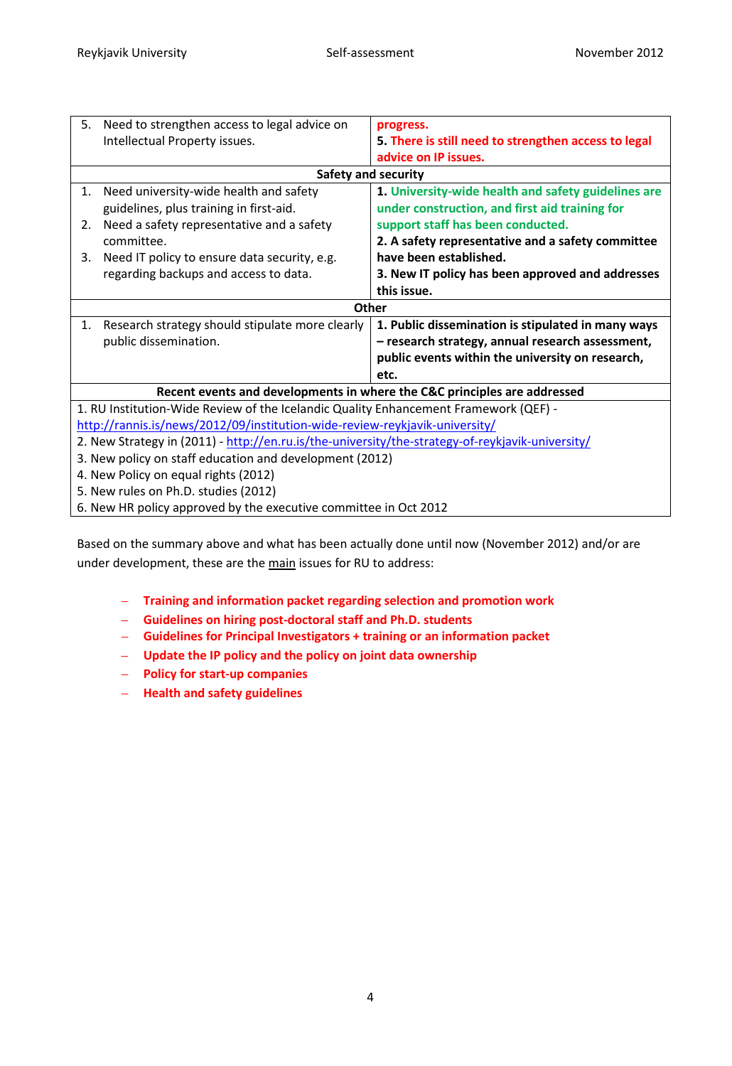| | |
|---|---|
| 5. Need to strengthen access to legal advice on Intellectual Property issues. | **progress.** **5. There is still need to strengthen access to legal advice on IP issues.** |
| **Safety and security** | |
| 1. Need university-wide health and safety guidelines, plus training in first-aid. 2. Need a safety representative and a safety committee. 3. Need IT policy to ensure data security, e.g. regarding backups and access to data. | **1. University-wide health and safety guidelines are under construction, and first aid training for support staff has been conducted.** **2. A safety representative and a safety committee have been established.** **3. New IT policy has been approved and addresses this issue.** |
| **Other** | |
| 1. Research strategy should stipulate more clearly public dissemination. | **1. Public dissemination is stipulated in many ways – research strategy, annual research assessment, public events within the university on research, etc.** |
| **Recent events and developments in where the C&C principles are addressed** | |
| 1. RU Institution-Wide Review of the Icelandic Quality Enhancement Framework (QEF) - http://rannis.is/news/2012/09/institution-wide-review-reykjavik-university/ 2. New Strategy in (2011) - http://en.ru.is/the-university/the-strategy-of-reykjavik-university/ 3. New policy on staff education and development (2012) 4. New Policy on equal rights (2012) 5. New rules on Ph.D. studies (2012) 6. New HR policy approved by the executive committee in Oct 2012 | |

Based on the summary above and what has been actually done until now (November 2012) and/or are under development, these are the main issues for RU to address:

- **Training and information packet regarding selection and promotion work**
- **Guidelines on hiring post-doctoral staff and Ph.D. students**
- **Guidelines for Principal Investigators + training or an information packet**
- **Update the IP policy and the policy on joint data ownership**
- **Policy for start-up companies**
- **Health and safety guidelines**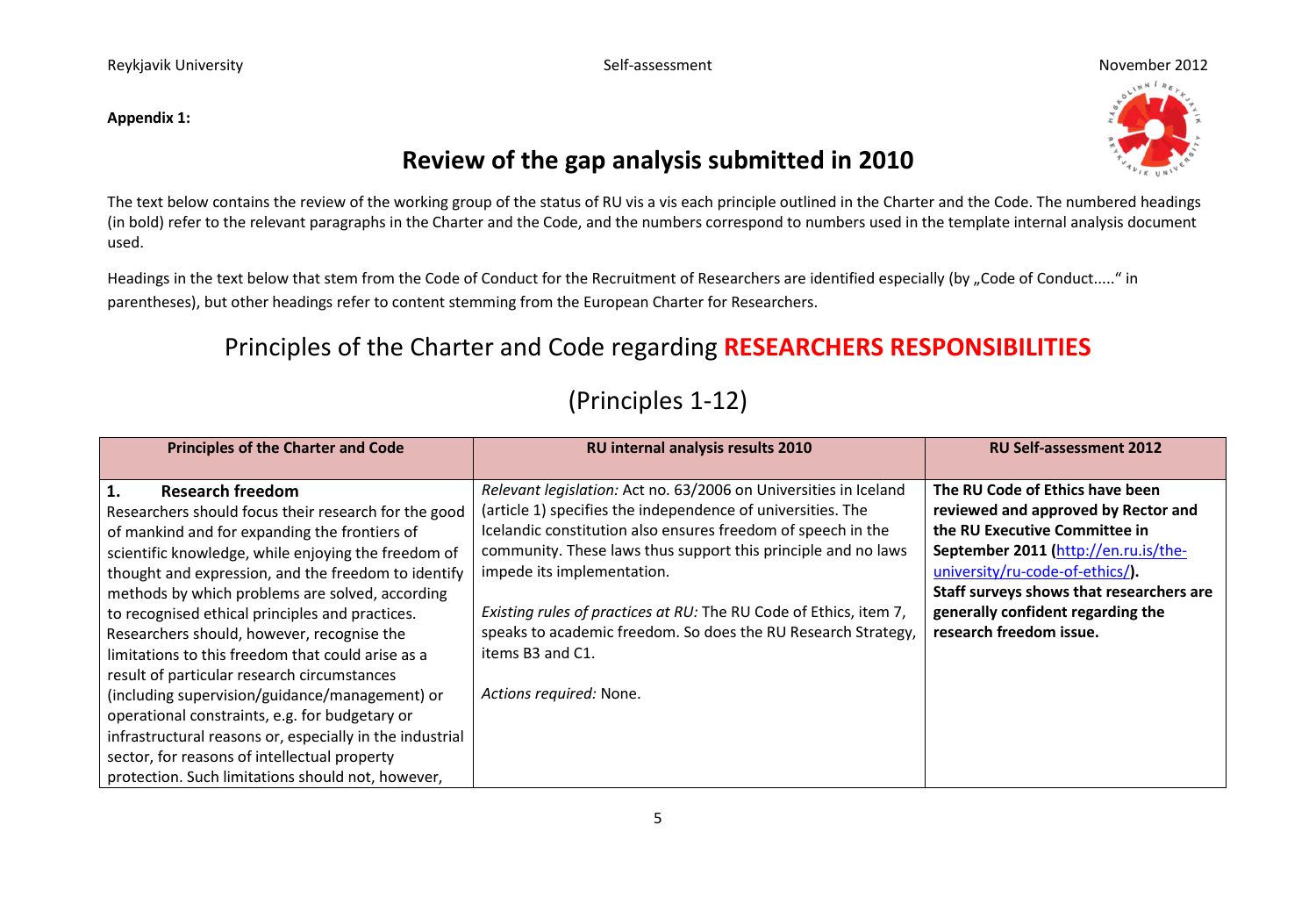**Appendix 1:**

# Review of the gap analysis submitted in 2010

The text below contains the review of the working group of the status of RU vis a vis each principle outlined in the Charter and the Code. The numbered headings (in bold) refer to the relevant paragraphs in the Charter and the Code, and the numbers correspond to numbers used in the template internal analysis document used.

Headings in the text below that stem from the Code of Conduct for the Recruitment of Researchers are identified especially (by „Code of Conduct....." in parentheses), but other headings refer to content stemming from the European Charter for Researchers.

## Principles of the Charter and Code regarding **RESEARCHERS RESPONSIBILITIES**

## (Principles 1-12)

| Principles of the Charter and Code | RU internal analysis results 2010 | RU Self-assessment 2012 |
|---|---|---|
| **1. Research freedom**<br>Researchers should focus their research for the good of mankind and for expanding the frontiers of scientific knowledge, while enjoying the freedom of thought and expression, and the freedom to identify methods by which problems are solved, according to recognised ethical principles and practices. Researchers should, however, recognise the limitations to this freedom that could arise as a result of particular research circumstances (including supervision/guidance/management) or operational constraints, e.g. for budgetary or infrastructural reasons or, especially in the industrial sector, for reasons of intellectual property protection. Such limitations should not, however, | *Relevant legislation:* Act no. 63/2006 on Universities in Iceland (article 1) specifies the independence of universities. The Icelandic constitution also ensures freedom of speech in the community. These laws thus support this principle and no laws impede its implementation.<br><br>*Existing rules of practices at RU:* The RU Code of Ethics, item 7, speaks to academic freedom. So does the RU Research Strategy, items B3 and C1.<br><br>*Actions required:* None. | **The RU Code of Ethics have been reviewed and approved by Rector and the RU Executive Committee in September 2011 (http://en.ru.is/the-university/ru-code-of-ethics/).**<br>**Staff surveys shows that researchers are generally confident regarding the research freedom issue.** |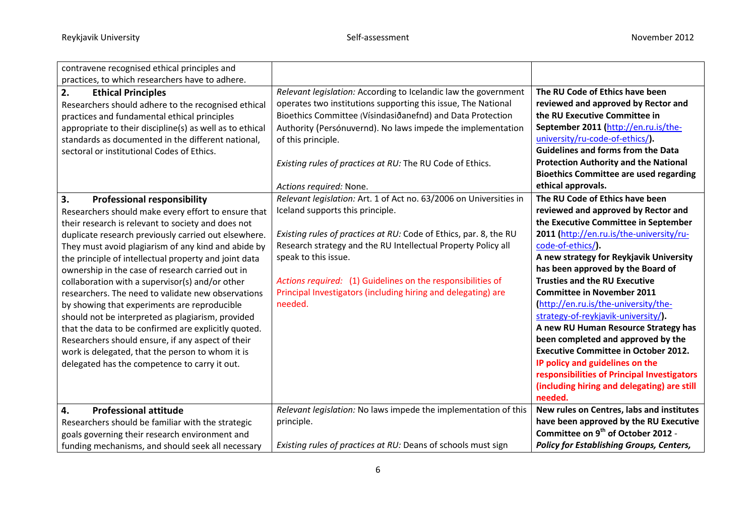| | | |
|---|---|---|
| contravene recognised ethical principles and practices, to which researchers have to adhere. | | |
| **2. Ethical Principles**<br>Researchers should adhere to the recognised ethical practices and fundamental ethical principles appropriate to their discipline(s) as well as to ethical standards as documented in the different national, sectoral or institutional Codes of Ethics. | *Relevant legislation:* According to Icelandic law the government operates two institutions supporting this issue, The National Bioethics Committee (Vísindasiðanefnd) and Data Protection Authority (Persónuvernd). No laws impede the implementation of this principle.<br><br>*Existing rules of practices at RU:* The RU Code of Ethics.<br><br>*Actions required:* None. | **The RU Code of Ethics have been reviewed and approved by Rector and the RU Executive Committee in September 2011 (http://en.ru.is/the-university/ru-code-of-ethics/).**<br>**Guidelines and forms from the Data Protection Authority and the National Bioethics Committee are used regarding ethical approvals.** |
| **3. Professional responsibility**<br>Researchers should make every effort to ensure that their research is relevant to society and does not duplicate research previously carried out elsewhere. They must avoid plagiarism of any kind and abide by the principle of intellectual property and joint data ownership in the case of research carried out in collaboration with a supervisor(s) and/or other researchers. The need to validate new observations by showing that experiments are reproducible should not be interpreted as plagiarism, provided that the data to be confirmed are explicitly quoted. Researchers should ensure, if any aspect of their work is delegated, that the person to whom it is delegated has the competence to carry it out. | *Relevant legislation:* Art. 1 of Act no. 63/2006 on Universities in Iceland supports this principle.<br><br>*Existing rules of practices at RU:* Code of Ethics, par. 8, the RU Research strategy and the RU Intellectual Property Policy all speak to this issue.<br><br>*Actions required:* (1) Guidelines on the responsibilities of Principal Investigators (including hiring and delegating) are needed. | **The RU Code of Ethics have been reviewed and approved by Rector and the Executive Committee in September 2011 (http://en.ru.is/the-university/ru-code-of-ethics/).**<br>**A new strategy for Reykjavik University has been approved by the Board of Trusties and the RU Executive Committee in November 2011 (http://en.ru.is/the-university/the-strategy-of-reykjavik-university/).**<br>**A new RU Human Resource Strategy has been completed and approved by the Executive Committee in October 2012.**<br>**IP policy and guidelines on the responsibilities of Principal Investigators (including hiring and delegating) are still needed.** |
| **4. Professional attitude**<br>Researchers should be familiar with the strategic goals governing their research environment and funding mechanisms, and should seek all necessary | *Relevant legislation:* No laws impede the implementation of this principle.<br><br>*Existing rules of practices at RU:* Deans of schools must sign | **New rules on Centres, labs and institutes have been approved by the RU Executive Committee on 9th of October 2012 -** ***Policy for Establishing Groups, Centers,*** |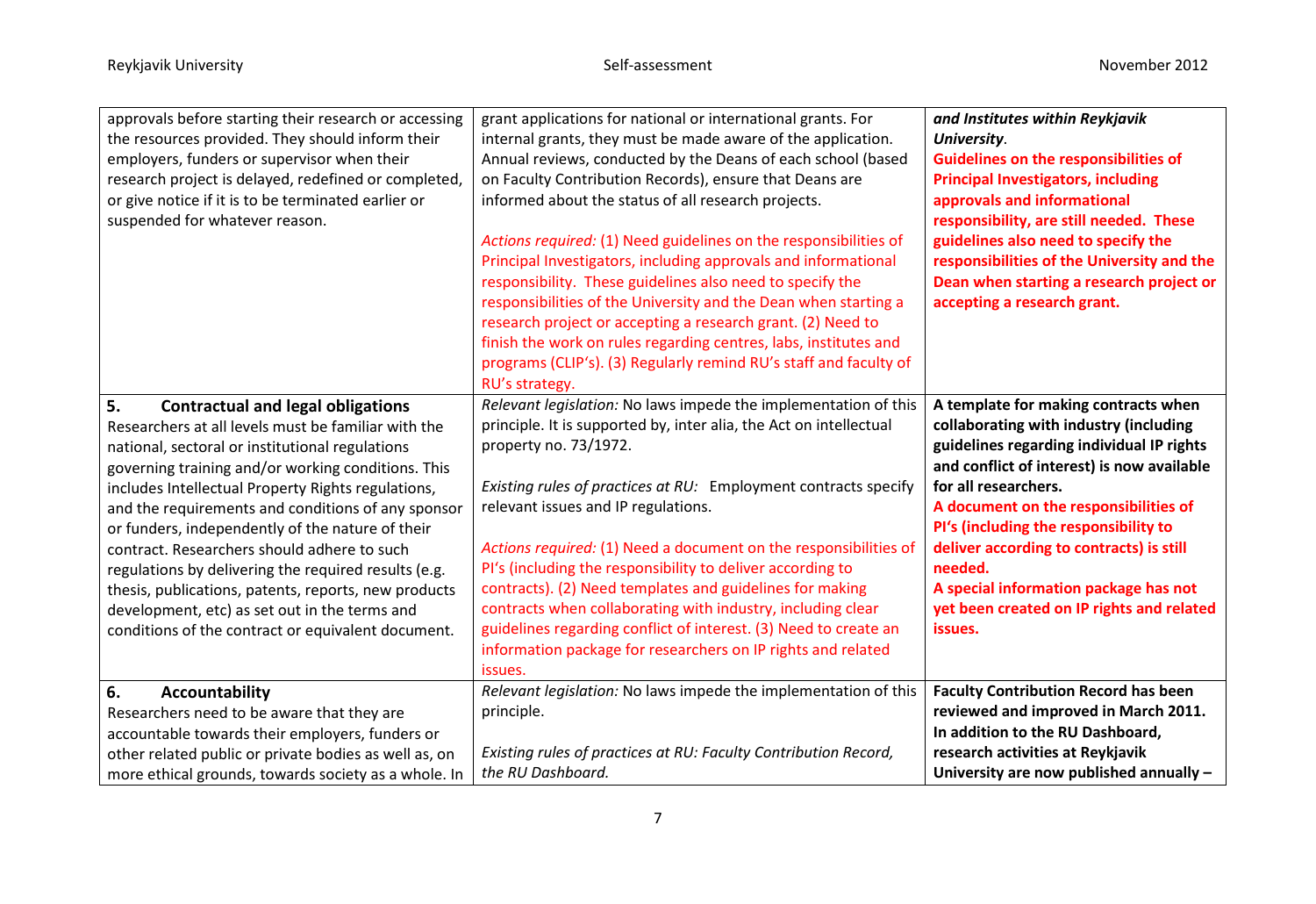| | | |
|---|---|---|
| approvals before starting their research or accessing the resources provided. They should inform their employers, funders or supervisor when their research project is delayed, redefined or completed, or give notice if it is to be terminated earlier or suspended for whatever reason. | grant applications for national or international grants. For internal grants, they must be made aware of the application. Annual reviews, conducted by the Deans of each school (based on Faculty Contribution Records), ensure that Deans are informed about the status of all research projects.<br><br>*Actions required:* (1) Need guidelines on the responsibilities of Principal Investigators, including approvals and informational responsibility. These guidelines also need to specify the responsibilities of the University and the Dean when starting a research project or accepting a research grant. (2) Need to finish the work on rules regarding centres, labs, institutes and programs (CLIP's). (3) Regularly remind RU's staff and faculty of RU's strategy. | ***and Institutes within Reykjavik University*.**<br>**Guidelines on the responsibilities of Principal Investigators, including approvals and informational responsibility, are still needed. These guidelines also need to specify the responsibilities of the University and the Dean when starting a research project or accepting a research grant.** |
| **5. Contractual and legal obligations**<br>Researchers at all levels must be familiar with the national, sectoral or institutional regulations governing training and/or working conditions. This includes Intellectual Property Rights regulations, and the requirements and conditions of any sponsor or funders, independently of the nature of their contract. Researchers should adhere to such regulations by delivering the required results (e.g. thesis, publications, patents, reports, new products development, etc) as set out in the terms and conditions of the contract or equivalent document. | *Relevant legislation:* No laws impede the implementation of this principle. It is supported by, inter alia, the Act on intellectual property no. 73/1972.<br><br>*Existing rules of practices at RU:* Employment contracts specify relevant issues and IP regulations.<br><br>*Actions required:* (1) Need a document on the responsibilities of PI's (including the responsibility to deliver according to contracts). (2) Need templates and guidelines for making contracts when collaborating with industry, including clear guidelines regarding conflict of interest. (3) Need to create an information package for researchers on IP rights and related issues. | **A template for making contracts when collaborating with industry (including guidelines regarding individual IP rights and conflict of interest) is now available for all researchers.**<br>**A document on the responsibilities of PI's (including the responsibility to deliver according to contracts) is still needed.**<br>**A special information package has not yet been created on IP rights and related issues.** |
| **6. Accountability**<br>Researchers need to be aware that they are accountable towards their employers, funders or other related public or private bodies as well as, on more ethical grounds, towards society as a whole. In | *Relevant legislation:* No laws impede the implementation of this principle.<br><br>*Existing rules of practices at RU: Faculty Contribution Record, the RU Dashboard.* | **Faculty Contribution Record has been reviewed and improved in March 2011. In addition to the RU Dashboard, research activities at Reykjavik University are now published annually –** |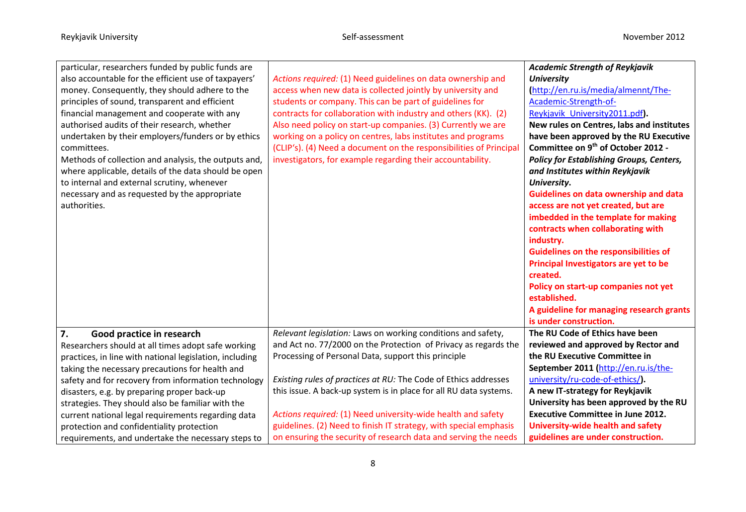| | | |
|---|---|---|
| particular, researchers funded by public funds are also accountable for the efficient use of taxpayers' money. Consequently, they should adhere to the principles of sound, transparent and efficient financial management and cooperate with any authorised audits of their research, whether undertaken by their employers/funders or by ethics committees.<br>Methods of collection and analysis, the outputs and, where applicable, details of the data should be open to internal and external scrutiny, whenever necessary and as requested by the appropriate authorities. | *Actions required:* (1) Need guidelines on data ownership and access when new data is collected jointly by university and students or company. This can be part of guidelines for contracts for collaboration with industry and others (KK). (2) Also need policy on start-up companies. (3) Currently we are working on a policy on centres, labs institutes and programs (CLIP's). (4) Need a document on the responsibilities of Principal investigators, for example regarding their accountability. | ***Academic Strength of Reykjavik University*** **(**http://en.ru.is/media/almennt/The-Academic-Strength-of-Reykjavik_University2011.pdf**).**<br>**New rules on Centres, labs and institutes have been approved by the RU Executive Committee on 9th of October 2012 -** ***Policy for Establishing Groups, Centers, and Institutes within Reykjavik University*****.**<br>**Guidelines on data ownership and data access are not yet created, but are imbedded in the template for making contracts when collaborating with industry.**<br>**Guidelines on the responsibilities of Principal Investigators are yet to be created.**<br>**Policy on start-up companies not yet established.**<br>**A guideline for managing research grants is under construction.** |
| **7. Good practice in research**<br>Researchers should at all times adopt safe working practices, in line with national legislation, including taking the necessary precautions for health and safety and for recovery from information technology disasters, e.g. by preparing proper back-up strategies. They should also be familiar with the current national legal requirements regarding data protection and confidentiality protection requirements, and undertake the necessary steps to | *Relevant legislation:* Laws on working conditions and safety, and Act no. 77/2000 on the Protection of Privacy as regards the Processing of Personal Data, support this principle<br><br>*Existing rules of practices at RU:* The Code of Ethics addresses this issue. A back-up system is in place for all RU data systems.<br><br>*Actions required:* (1) Need university-wide health and safety guidelines. (2) Need to finish IT strategy, with special emphasis on ensuring the security of research data and serving the needs | **The RU Code of Ethics have been reviewed and approved by Rector and the RU Executive Committee in September 2011 (**http://en.ru.is/the-university/ru-code-of-ethics/**).**<br>**A new IT-strategy for Reykjavik University has been approved by the RU Executive Committee in June 2012.**<br>**University-wide health and safety guidelines are under construction.** |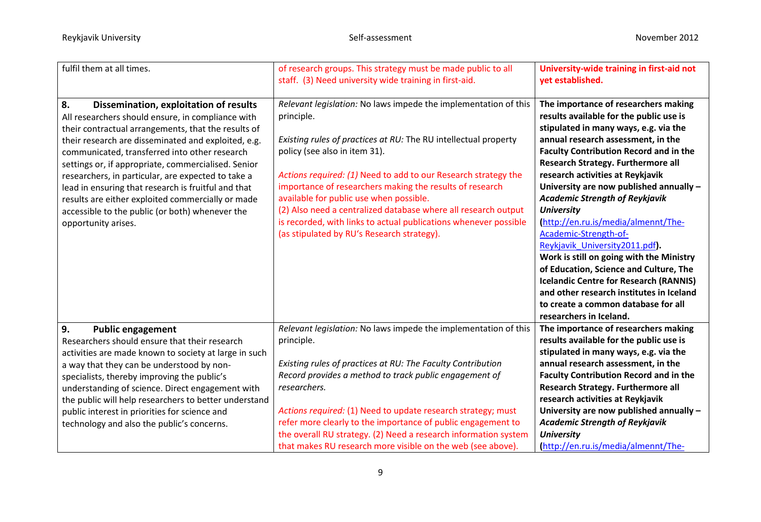| | | |
|---|---|---|
| fulfil them at all times. | of research groups. This strategy must be made public to all staff. (3) Need university wide training in first-aid. | **University-wide training in first-aid not yet established.** |
| **8. Dissemination, exploitation of results**<br>All researchers should ensure, in compliance with their contractual arrangements, that the results of their research are disseminated and exploited, e.g. communicated, transferred into other research settings or, if appropriate, commercialised. Senior researchers, in particular, are expected to take a lead in ensuring that research is fruitful and that results are either exploited commercially or made accessible to the public (or both) whenever the opportunity arises. | *Relevant legislation:* No laws impede the implementation of this principle.<br><br>*Existing rules of practices at RU:* The RU intellectual property policy (see also in item 31).<br><br>*Actions required: (1)* Need to add to our Research strategy the importance of researchers making the results of research available for public use when possible.<br>(2) Also need a centralized database where all research output is recorded, with links to actual publications whenever possible (as stipulated by RU's Research strategy). | **The importance of researchers making results available for the public use is stipulated in many ways, e.g. via the annual research assessment, in the Faculty Contribution Record and in the Research Strategy. Furthermore all research activities at Reykjavik University are now published annually – *Academic Strength of Reykjavik University* ([http://en.ru.is/media/almennt/The-Academic-Strength-of-Reykjavik_University2011.pdf](http://en.ru.is/media/almennt/The-Academic-Strength-of-Reykjavik_University2011.pdf)). Work is still on going with the Ministry of Education, Science and Culture, The Icelandic Centre for Research (RANNIS) and other research institutes in Iceland to create a common database for all researchers in Iceland.** |
| **9. Public engagement**<br>Researchers should ensure that their research activities are made known to society at large in such a way that they can be understood by non-specialists, thereby improving the public's understanding of science. Direct engagement with the public will help researchers to better understand public interest in priorities for science and technology and also the public's concerns. | *Relevant legislation:* No laws impede the implementation of this principle.<br><br>*Existing rules of practices at RU: The Faculty Contribution Record provides a method to track public engagement of researchers.*<br><br>*Actions required:* (1) Need to update research strategy; must refer more clearly to the importance of public engagement to the overall RU strategy. (2) Need a research information system that makes RU research more visible on the web (see above). | **The importance of researchers making results available for the public use is stipulated in many ways, e.g. via the annual research assessment, in the Faculty Contribution Record and in the Research Strategy. Furthermore all research activities at Reykjavik University are now published annually – *Academic Strength of Reykjavik University* (http://en.ru.is/media/almennt/The-** |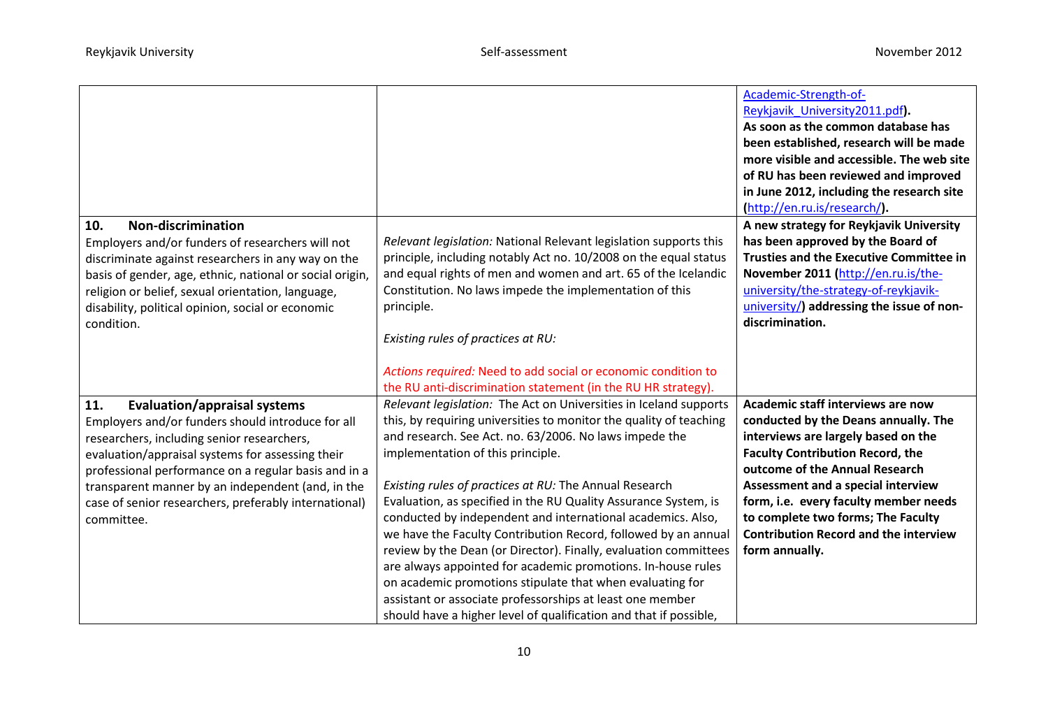| | | |
|---|---|---|
| | | Academic-Strength-of-Reykjavik_University2011.pdf). **As soon as the common database has been established, research will be made more visible and accessible. The web site of RU has been reviewed and improved in June 2012, including the research site (http://en.ru.is/research/).** |
| **10. Non-discrimination** Employers and/or funders of researchers will not discriminate against researchers in any way on the basis of gender, age, ethnic, national or social origin, religion or belief, sexual orientation, language, disability, political opinion, social or economic condition. | *Relevant legislation:* National Relevant legislation supports this principle, including notably Act no. 10/2008 on the equal status and equal rights of men and women and art. 65 of the Icelandic Constitution. No laws impede the implementation of this principle.<br><br>*Existing rules of practices at RU:*<br><br>*Actions required:* Need to add social or economic condition to the RU anti-discrimination statement (in the RU HR strategy). | **A new strategy for Reykjavik University has been approved by the Board of Trusties and the Executive Committee in November 2011 (http://en.ru.is/the-university/the-strategy-of-reykjavik-university/) addressing the issue of non-discrimination.** |
| **11. Evaluation/appraisal systems** Employers and/or funders should introduce for all researchers, including senior researchers, evaluation/appraisal systems for assessing their professional performance on a regular basis and in a transparent manner by an independent (and, in the case of senior researchers, preferably international) committee. | *Relevant legislation:* The Act on Universities in Iceland supports this, by requiring universities to monitor the quality of teaching and research. See Act. no. 63/2006. No laws impede the implementation of this principle.<br><br>*Existing rules of practices at RU:* The Annual Research Evaluation, as specified in the RU Quality Assurance System, is conducted by independent and international academics. Also, we have the Faculty Contribution Record, followed by an annual review by the Dean (or Director). Finally, evaluation committees are always appointed for academic promotions. In-house rules on academic promotions stipulate that when evaluating for assistant or associate professorships at least one member should have a higher level of qualification and that if possible, | **Academic staff interviews are now conducted by the Deans annually. The interviews are largely based on the Faculty Contribution Record, the outcome of the Annual Research Assessment and a special interview form, i.e. every faculty member needs to complete two forms; The Faculty Contribution Record and the interview form annually.** |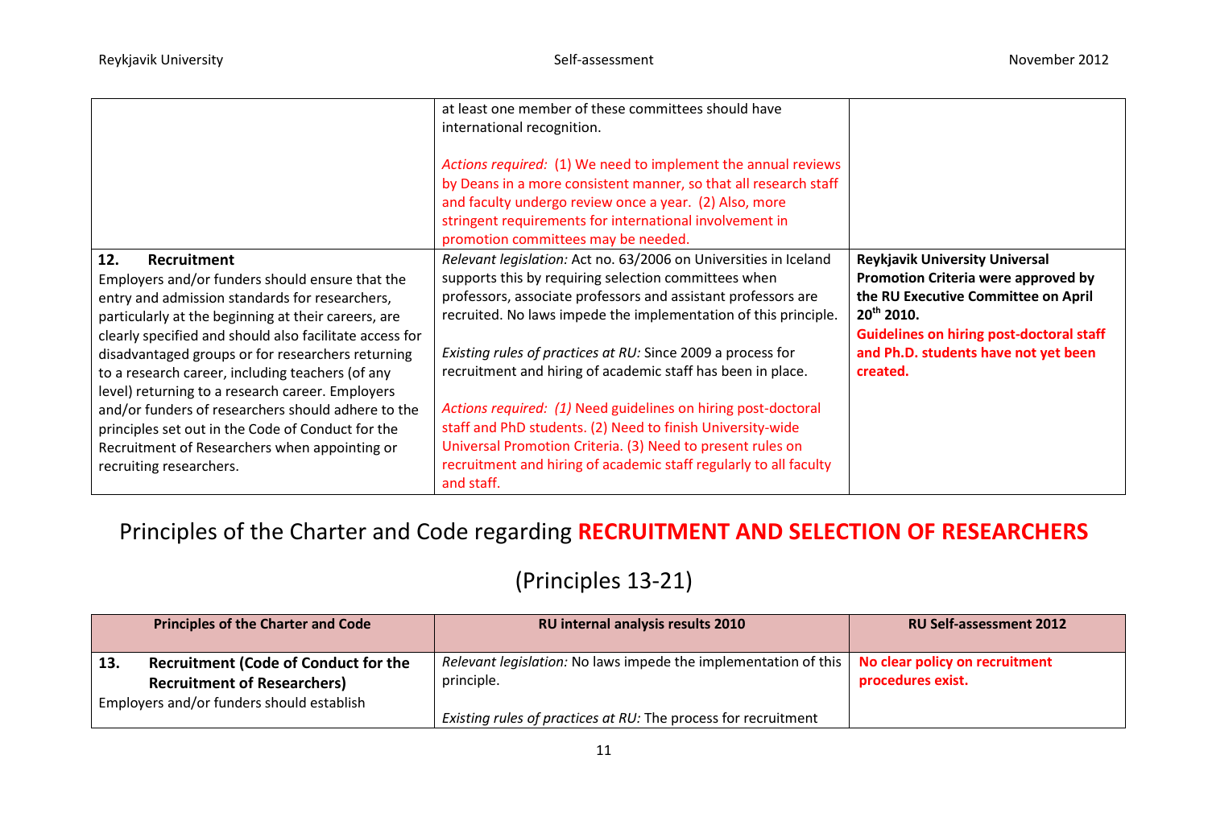| | | |
|---|---|---|
| | at least one member of these committees should have international recognition.<br><br>*Actions required:* (1) We need to implement the annual reviews by Deans in a more consistent manner, so that all research staff and faculty undergo review once a year. (2) Also, more stringent requirements for international involvement in promotion committees may be needed. | |
| **12. Recruitment**<br>Employers and/or funders should ensure that the entry and admission standards for researchers, particularly at the beginning at their careers, are clearly specified and should also facilitate access for disadvantaged groups or for researchers returning to a research career, including teachers (of any level) returning to a research career. Employers and/or funders of researchers should adhere to the principles set out in the Code of Conduct for the Recruitment of Researchers when appointing or recruiting researchers. | *Relevant legislation:* Act no. 63/2006 on Universities in Iceland supports this by requiring selection committees when professors, associate professors and assistant professors are recruited. No laws impede the implementation of this principle.<br><br>*Existing rules of practices at RU:* Since 2009 a process for recruitment and hiring of academic staff has been in place.<br><br>*Actions required: (1)* Need guidelines on hiring post-doctoral staff and PhD students. (2) Need to finish University-wide Universal Promotion Criteria. (3) Need to present rules on recruitment and hiring of academic staff regularly to all faculty and staff. | **Reykjavik University Universal Promotion Criteria were approved by the RU Executive Committee on April 20th 2010.**<br>**Guidelines on hiring post-doctoral staff and Ph.D. students have not yet been created.** |

# Principles of the Charter and Code regarding **RECRUITMENT AND SELECTION OF RESEARCHERS**

## (Principles 13-21)

| Principles of the Charter and Code | RU internal analysis results 2010 | RU Self-assessment 2012 |
|---|---|---|
| **13. Recruitment (Code of Conduct for the Recruitment of Researchers)**<br>Employers and/or funders should establish | *Relevant legislation:* No laws impede the implementation of this principle.<br><br>*Existing rules of practices at RU:* The process for recruitment | **No clear policy on recruitment procedures exist.** |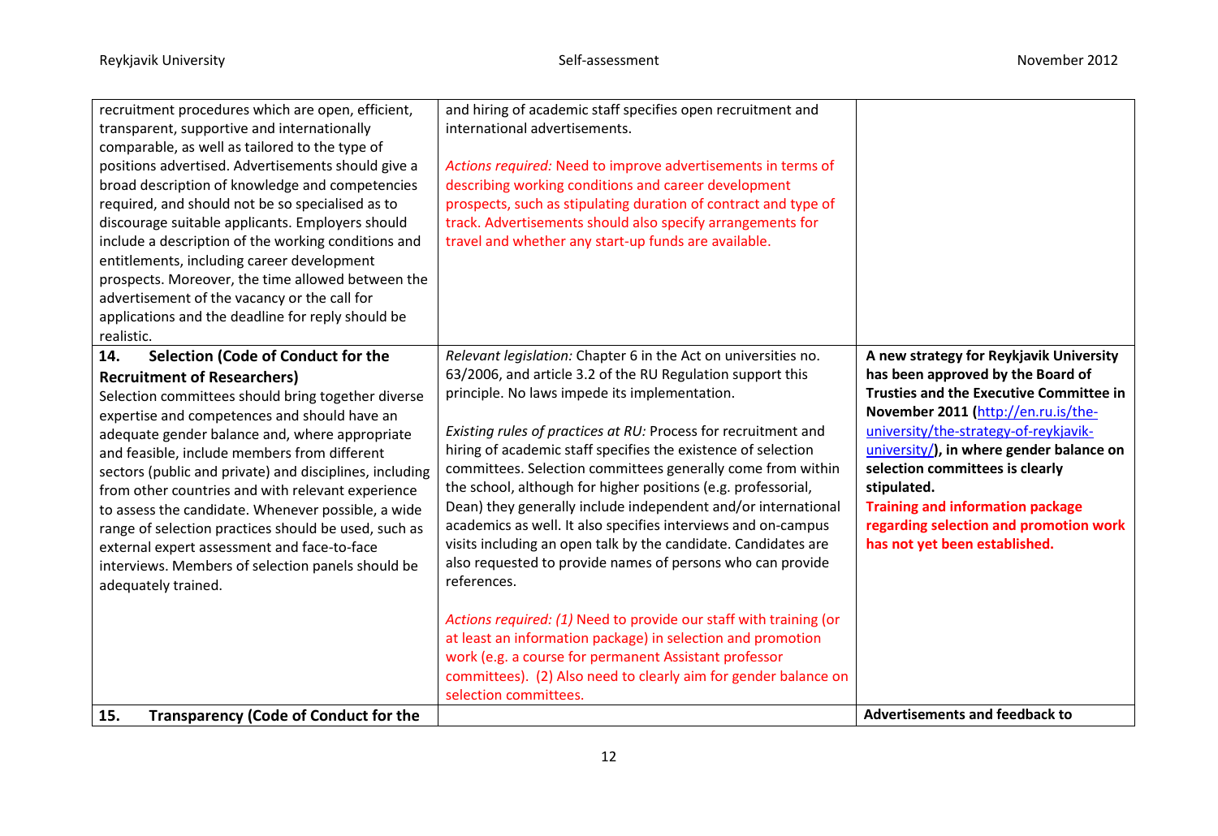| | | |
|---|---|---|
| recruitment procedures which are open, efficient, transparent, supportive and internationally comparable, as well as tailored to the type of positions advertised. Advertisements should give a broad description of knowledge and competencies required, and should not be so specialised as to discourage suitable applicants. Employers should include a description of the working conditions and entitlements, including career development prospects. Moreover, the time allowed between the advertisement of the vacancy or the call for applications and the deadline for reply should be realistic. | and hiring of academic staff specifies open recruitment and international advertisements.<br><br>*Actions required:* Need to improve advertisements in terms of describing working conditions and career development prospects, such as stipulating duration of contract and type of track. Advertisements should also specify arrangements for travel and whether any start-up funds are available. | |
| **14. Selection (Code of Conduct for the Recruitment of Researchers)**<br>Selection committees should bring together diverse expertise and competences and should have an adequate gender balance and, where appropriate and feasible, include members from different sectors (public and private) and disciplines, including from other countries and with relevant experience to assess the candidate. Whenever possible, a wide range of selection practices should be used, such as external expert assessment and face-to-face interviews. Members of selection panels should be adequately trained. | *Relevant legislation:* Chapter 6 in the Act on universities no. 63/2006, and article 3.2 of the RU Regulation support this principle. No laws impede its implementation.<br><br>*Existing rules of practices at RU:* Process for recruitment and hiring of academic staff specifies the existence of selection committees. Selection committees generally come from within the school, although for higher positions (e.g. professorial, Dean) they generally include independent and/or international academics as well. It also specifies interviews and on-campus visits including an open talk by the candidate. Candidates are also requested to provide names of persons who can provide references.<br><br>*Actions required: (1)* Need to provide our staff with training (or at least an information package) in selection and promotion work (e.g. a course for permanent Assistant professor committees). (2) Also need to clearly aim for gender balance on selection committees. | **A new strategy for Reykjavik University has been approved by the Board of Trusties and the Executive Committee in November 2011 ([http://en.ru.is/the-university/the-strategy-of-reykjavik-university/](http://en.ru.is/the-university/the-strategy-of-reykjavik-university/)), in where gender balance on selection committees is clearly stipulated.**<br>**Training and information package regarding selection and promotion work has not yet been established.** |
| **15. Transparency (Code of Conduct for the** | | **Advertisements and feedback to** |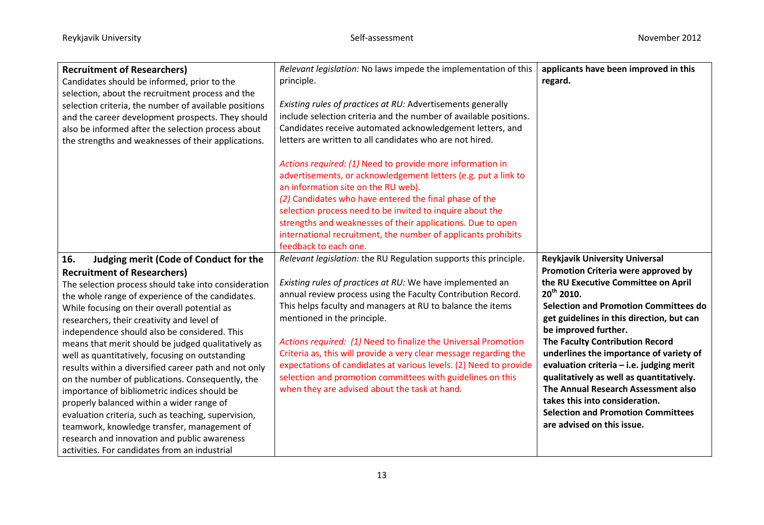| | | |
|---|---|---|
| **Recruitment of Researchers)**<br>Candidates should be informed, prior to the selection, about the recruitment process and the selection criteria, the number of available positions and the career development prospects. They should also be informed after the selection process about the strengths and weaknesses of their applications. | *Relevant legislation:* No laws impede the implementation of this principle.<br><br>*Existing rules of practices at RU:* Advertisements generally include selection criteria and the number of available positions. Candidates receive automated acknowledgement letters, and letters are written to all candidates who are not hired.<br><br>*Actions required: (1)* Need to provide more information in advertisements, or acknowledgement letters (e.g. put a link to an information site on the RU web).<br>*(2)* Candidates who have entered the final phase of the selection process need to be invited to inquire about the strengths and weaknesses of their applications. Due to open international recruitment, the number of applicants prohibits feedback to each one. | **applicants have been improved in this regard.** |
| **16. Judging merit (Code of Conduct for the Recruitment of Researchers)**<br>The selection process should take into consideration the whole range of experience of the candidates. While focusing on their overall potential as researchers, their creativity and level of independence should also be considered. This means that merit should be judged qualitatively as well as quantitatively, focusing on outstanding results within a diversified career path and not only on the number of publications. Consequently, the importance of bibliometric indices should be properly balanced within a wider range of evaluation criteria, such as teaching, supervision, teamwork, knowledge transfer, management of research and innovation and public awareness activities. For candidates from an industrial | *Relevant legislation:* the RU Regulation supports this principle.<br><br>*Existing rules of practices at RU:* We have implemented an annual review process using the Faculty Contribution Record. This helps faculty and managers at RU to balance the items mentioned in the principle.<br><br>*Actions required: (1)* Need to finalize the Universal Promotion Criteria as, this will provide a very clear message regarding the expectations of candidates at various levels. (2) Need to provide selection and promotion committees with guidelines on this when they are advised about the task at hand. | **Reykjavik University Universal Promotion Criteria were approved by the RU Executive Committee on April 20th 2010.**<br>**Selection and Promotion Committees do get guidelines in this direction, but can be improved further.**<br>**The Faculty Contribution Record underlines the importance of variety of evaluation criteria – i.e. judging merit qualitatively as well as quantitatively. The Annual Research Assessment also takes this into consideration.**<br>**Selection and Promotion Committees are advised on this issue.** |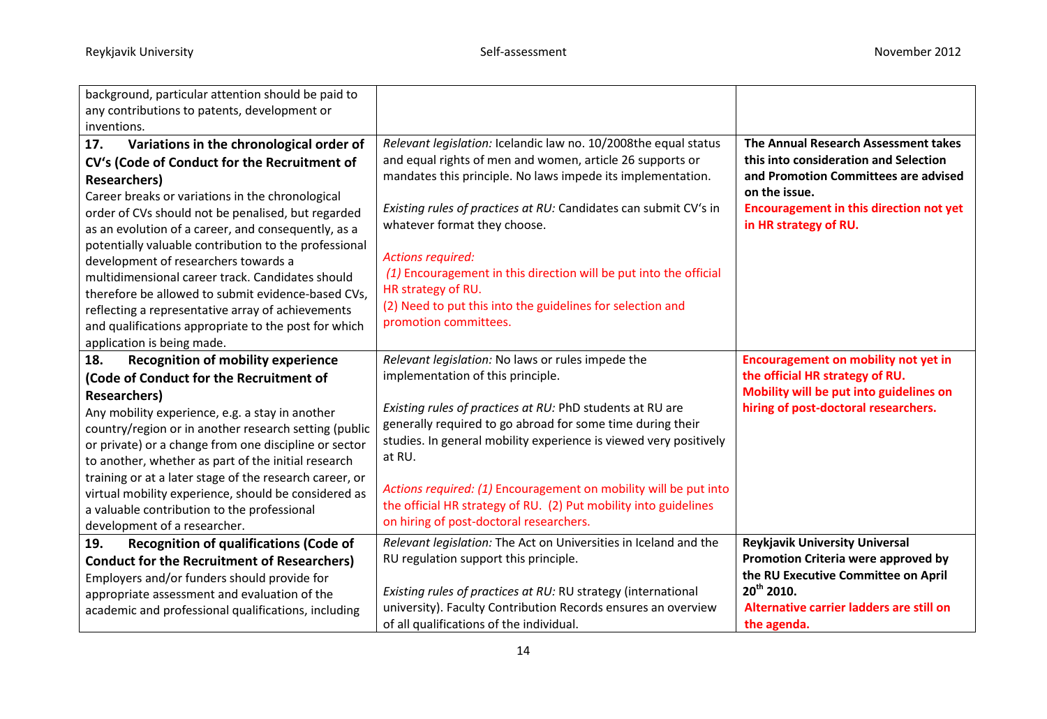| | | |
|---|---|---|
| background, particular attention should be paid to any contributions to patents, development or inventions. | | |
| **17. Variations in the chronological order of CV's (Code of Conduct for the Recruitment of Researchers)**<br>Career breaks or variations in the chronological order of CVs should not be penalised, but regarded as an evolution of a career, and consequently, as a potentially valuable contribution to the professional development of researchers towards a multidimensional career track. Candidates should therefore be allowed to submit evidence-based CVs, reflecting a representative array of achievements and qualifications appropriate to the post for which application is being made. | *Relevant legislation:* Icelandic law no. 10/2008the equal status and equal rights of men and women, article 26 supports or mandates this principle. No laws impede its implementation.<br><br>*Existing rules of practices at RU:* Candidates can submit CV's in whatever format they choose.<br><br>*Actions required:*<br>*(1)* Encouragement in this direction will be put into the official HR strategy of RU.<br>(2) Need to put this into the guidelines for selection and promotion committees. | **The Annual Research Assessment takes this into consideration and Selection and Promotion Committees are advised on the issue.**<br>**Encouragement in this direction not yet in HR strategy of RU.** |
| **18. Recognition of mobility experience (Code of Conduct for the Recruitment of Researchers)**<br>Any mobility experience, e.g. a stay in another country/region or in another research setting (public or private) or a change from one discipline or sector to another, whether as part of the initial research training or at a later stage of the research career, or virtual mobility experience, should be considered as a valuable contribution to the professional development of a researcher. | *Relevant legislation:* No laws or rules impede the implementation of this principle.<br><br>*Existing rules of practices at RU:* PhD students at RU are generally required to go abroad for some time during their studies. In general mobility experience is viewed very positively at RU.<br><br>*Actions required: (1)* Encouragement on mobility will be put into the official HR strategy of RU. (2) Put mobility into guidelines on hiring of post-doctoral researchers. | **Encouragement on mobility not yet in the official HR strategy of RU.**<br>**Mobility will be put into guidelines on hiring of post-doctoral researchers.** |
| **19. Recognition of qualifications (Code of Conduct for the Recruitment of Researchers)**<br>Employers and/or funders should provide for appropriate assessment and evaluation of the academic and professional qualifications, including | *Relevant legislation:* The Act on Universities in Iceland and the RU regulation support this principle.<br><br>*Existing rules of practices at RU:* RU strategy (international university). Faculty Contribution Records ensures an overview of all qualifications of the individual. | **Reykjavik University Universal Promotion Criteria were approved by the RU Executive Committee on April 20th 2010.**<br>**Alternative carrier ladders are still on the agenda.** |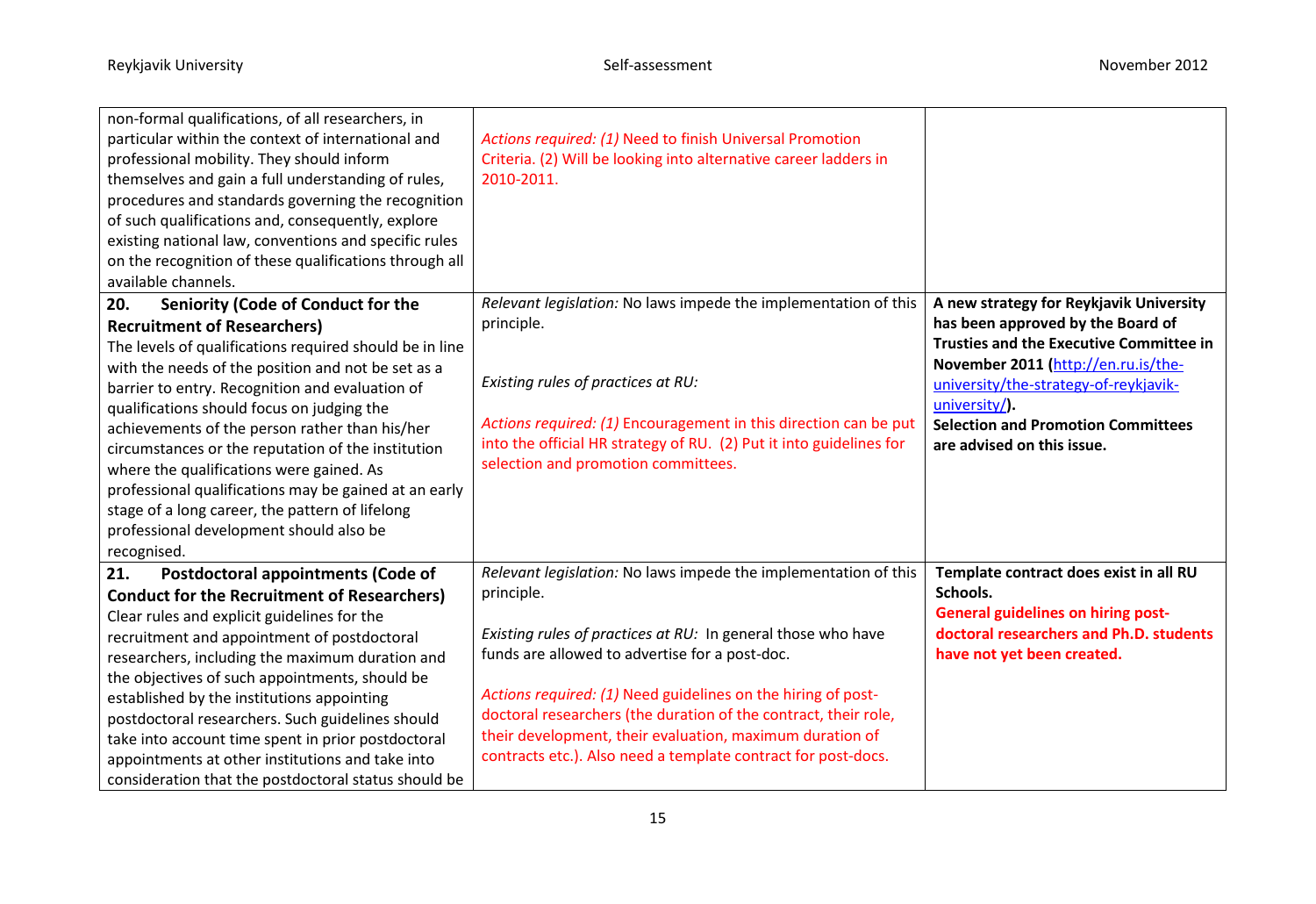| | | |
|---|---|---|
| non-formal qualifications, of all researchers, in particular within the context of international and professional mobility. They should inform themselves and gain a full understanding of rules, procedures and standards governing the recognition of such qualifications and, consequently, explore existing national law, conventions and specific rules on the recognition of these qualifications through all available channels. | *Actions required: (1)* Need to finish Universal Promotion Criteria. (2) Will be looking into alternative career ladders in 2010-2011. | |
| **20. Seniority (Code of Conduct for the Recruitment of Researchers)**<br>The levels of qualifications required should be in line with the needs of the position and not be set as a barrier to entry. Recognition and evaluation of qualifications should focus on judging the achievements of the person rather than his/her circumstances or the reputation of the institution where the qualifications were gained. As professional qualifications may be gained at an early stage of a long career, the pattern of lifelong professional development should also be recognised. | *Relevant legislation:* No laws impede the implementation of this principle.<br><br>*Existing rules of practices at RU:*<br><br>*Actions required: (1)* Encouragement in this direction can be put into the official HR strategy of RU. (2) Put it into guidelines for selection and promotion committees. | **A new strategy for Reykjavik University has been approved by the Board of Trusties and the Executive Committee in November 2011 ([http://en.ru.is/the-university/the-strategy-of-reykjavik-university/](http://en.ru.is/the-university/the-strategy-of-reykjavik-university/)).**<br>**Selection and Promotion Committees are advised on this issue.** |
| **21. Postdoctoral appointments (Code of Conduct for the Recruitment of Researchers)**<br>Clear rules and explicit guidelines for the recruitment and appointment of postdoctoral researchers, including the maximum duration and the objectives of such appointments, should be established by the institutions appointing postdoctoral researchers. Such guidelines should take into account time spent in prior postdoctoral appointments at other institutions and take into consideration that the postdoctoral status should be | *Relevant legislation:* No laws impede the implementation of this principle.<br><br>*Existing rules of practices at RU:* In general those who have funds are allowed to advertise for a post-doc.<br><br>*Actions required: (1)* Need guidelines on the hiring of post-doctoral researchers (the duration of the contract, their role, their development, their evaluation, maximum duration of contracts etc.). Also need a template contract for post-docs. | **Template contract does exist in all RU Schools.**<br>**General guidelines on hiring post-doctoral researchers and Ph.D. students have not yet been created.** |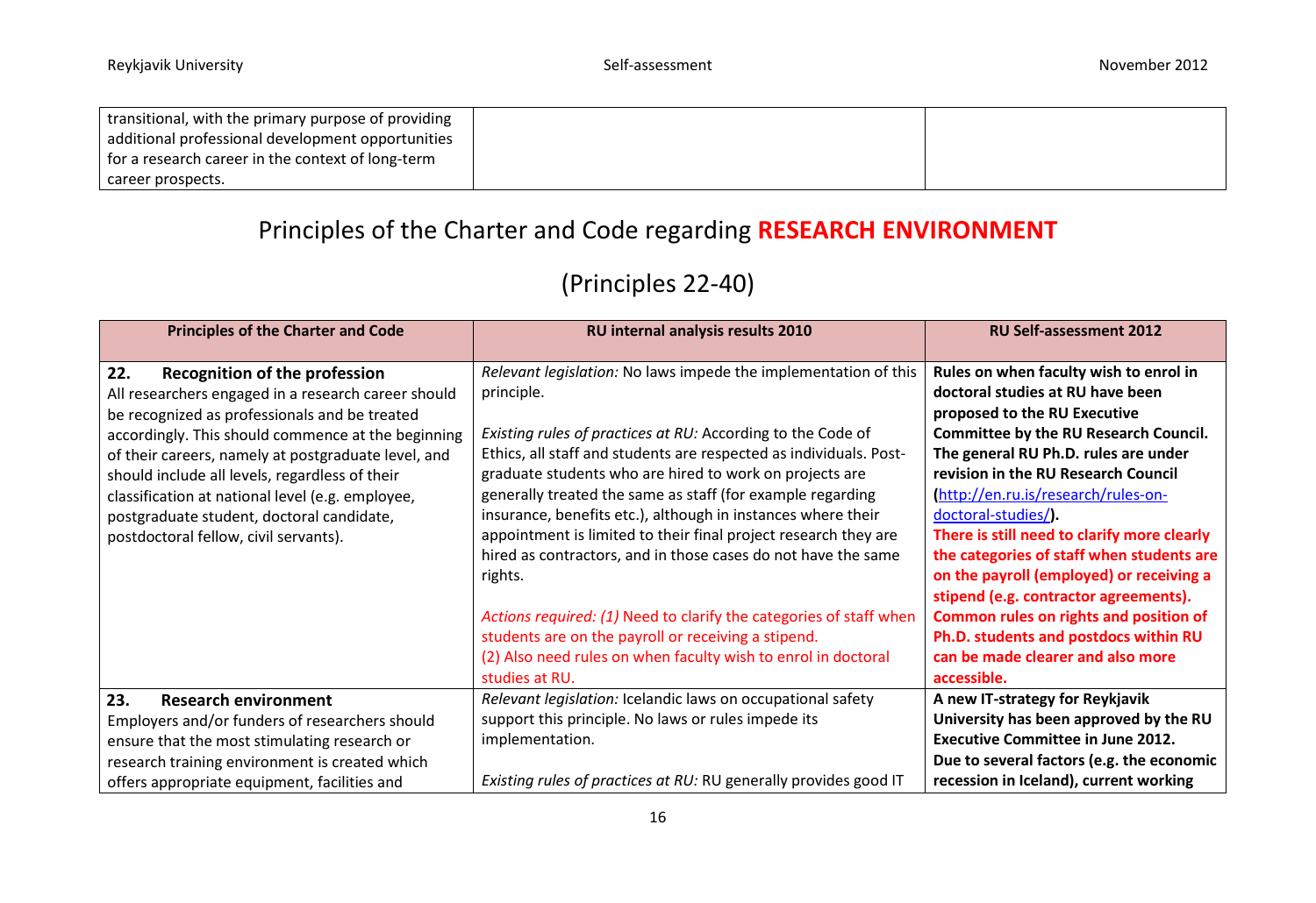| | | |
|---|---|---|
| transitional, with the primary purpose of providing additional professional development opportunities for a research career in the context of long-term career prospects. | | |

# Principles of the Charter and Code regarding **RESEARCH ENVIRONMENT**

## (Principles 22-40)

| Principles of the Charter and Code | RU internal analysis results 2010 | RU Self-assessment 2012 |
|---|---|---|
| **22. Recognition of the profession** All researchers engaged in a research career should be recognized as professionals and be treated accordingly. This should commence at the beginning of their careers, namely at postgraduate level, and should include all levels, regardless of their classification at national level (e.g. employee, postgraduate student, doctoral candidate, postdoctoral fellow, civil servants). | *Relevant legislation:* No laws impede the implementation of this principle. <br><br> *Existing rules of practices at RU:* According to the Code of Ethics, all staff and students are respected as individuals. Post-graduate students who are hired to work on projects are generally treated the same as staff (for example regarding insurance, benefits etc.), although in instances where their appointment is limited to their final project research they are hired as contractors, and in those cases do not have the same rights. <br><br> *Actions required: (1)* Need to clarify the categories of staff when students are on the payroll or receiving a stipend. (2) Also need rules on when faculty wish to enrol in doctoral studies at RU. | **Rules on when faculty wish to enrol in doctoral studies at RU have been proposed to the RU Executive Committee by the RU Research Council. The general RU Ph.D. rules are under revision in the RU Research Council (http://en.ru.is/research/rules-on-doctoral-studies/).** **There is still need to clarify more clearly the categories of staff when students are on the payroll (employed) or receiving a stipend (e.g. contractor agreements). Common rules on rights and position of Ph.D. students and postdocs within RU can be made clearer and also more accessible.** |
| **23. Research environment** Employers and/or funders of researchers should ensure that the most stimulating research or research training environment is created which offers appropriate equipment, facilities and | *Relevant legislation:* Icelandic laws on occupational safety support this principle. No laws or rules impede its implementation. <br><br> *Existing rules of practices at RU:* RU generally provides good IT | **A new IT-strategy for Reykjavik University has been approved by the RU Executive Committee in June 2012. Due to several factors (e.g. the economic recession in Iceland), current working** |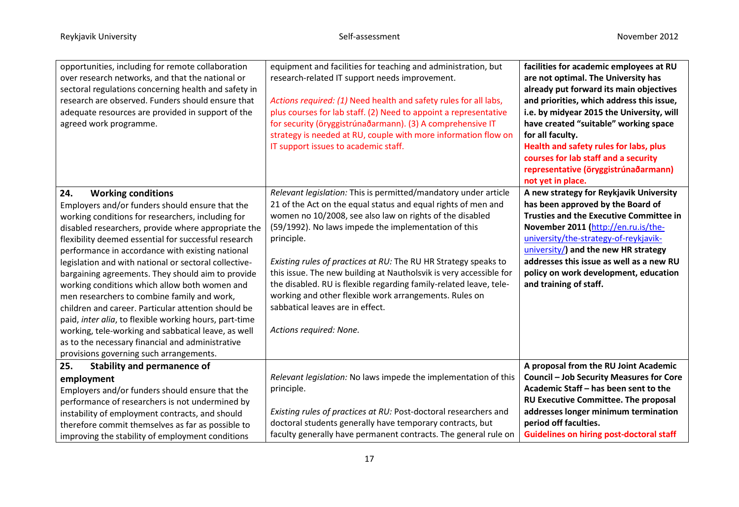| | | |
|---|---|---|
| opportunities, including for remote collaboration over research networks, and that the national or sectoral regulations concerning health and safety in research are observed. Funders should ensure that adequate resources are provided in support of the agreed work programme. | equipment and facilities for teaching and administration, but research-related IT support needs improvement.<br><br>*Actions required: (1)* Need health and safety rules for all labs, plus courses for lab staff. (2) Need to appoint a representative for security (öryggistrúnaðarmann). (3) A comprehensive IT strategy is needed at RU, couple with more information flow on IT support issues to academic staff. | **facilities for academic employees at RU are not optimal. The University has already put forward its main objectives and priorities, which address this issue, i.e. by midyear 2015 the University, will have created "suitable" working space for all faculty.**<br>**Health and safety rules for labs, plus courses for lab staff and a security representative (öryggistrúnaðarmann) not yet in place.** |
| **24. Working conditions**<br>Employers and/or funders should ensure that the working conditions for researchers, including for disabled researchers, provide where appropriate the flexibility deemed essential for successful research performance in accordance with existing national legislation and with national or sectoral collective-bargaining agreements. They should aim to provide working conditions which allow both women and men researchers to combine family and work, children and career. Particular attention should be paid, *inter alia*, to flexible working hours, part-time working, tele-working and sabbatical leave, as well as to the necessary financial and administrative provisions governing such arrangements. | *Relevant legislation:* This is permitted/mandatory under article 21 of the Act on the equal status and equal rights of men and women no 10/2008, see also law on rights of the disabled (59/1992). No laws impede the implementation of this principle.<br><br>*Existing rules of practices at RU:* The RU HR Strategy speaks to this issue. The new building at Nautholsvik is very accessible for the disabled. RU is flexible regarding family-related leave, tele-working and other flexible work arrangements. Rules on sabbatical leaves are in effect.<br><br>*Actions required: None.* | **A new strategy for Reykjavik University has been approved by the Board of Trusties and the Executive Committee in November 2011 (http://en.ru.is/the-university/the-strategy-of-reykjavik-university/) and the new HR strategy addresses this issue as well as a new RU policy on work development, education and training of staff.** |
| **25. Stability and permanence of employment**<br>Employers and/or funders should ensure that the performance of researchers is not undermined by instability of employment contracts, and should therefore commit themselves as far as possible to improving the stability of employment conditions | *Relevant legislation:* No laws impede the implementation of this principle.<br><br>*Existing rules of practices at RU:* Post-doctoral researchers and doctoral students generally have temporary contracts, but faculty generally have permanent contracts. The general rule on | **A proposal from the RU Joint Academic Council – Job Security Measures for Core Academic Staff – has been sent to the RU Executive Committee. The proposal addresses longer minimum termination period off faculties.**<br>**Guidelines on hiring post-doctoral staff** |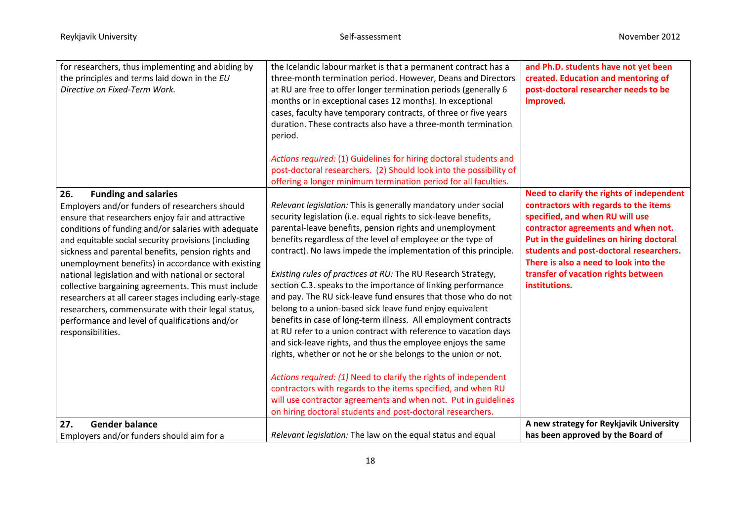| | | |
|---|---|---|
| for researchers, thus implementing and abiding by the principles and terms laid down in the *EU Directive on Fixed-Term Work.* | the Icelandic labour market is that a permanent contract has a three-month termination period. However, Deans and Directors at RU are free to offer longer termination periods (generally 6 months or in exceptional cases 12 months). In exceptional cases, faculty have temporary contracts, of three or five years duration. These contracts also have a three-month termination period.<br><br>*Actions required:* (1) Guidelines for hiring doctoral students and post-doctoral researchers. (2) Should look into the possibility of offering a longer minimum termination period for all faculties. | **and Ph.D. students have not yet been created. Education and mentoring of post-doctoral researcher needs to be improved.** |
| **26. Funding and salaries**<br>Employers and/or funders of researchers should ensure that researchers enjoy fair and attractive conditions of funding and/or salaries with adequate and equitable social security provisions (including sickness and parental benefits, pension rights and unemployment benefits) in accordance with existing national legislation and with national or sectoral collective bargaining agreements. This must include researchers at all career stages including early-stage researchers, commensurate with their legal status, performance and level of qualifications and/or responsibilities. | *Relevant legislation:* This is generally mandatory under social security legislation (i.e. equal rights to sick-leave benefits, parental-leave benefits, pension rights and unemployment benefits regardless of the level of employee or the type of contract). No laws impede the implementation of this principle.<br><br>*Existing rules of practices at RU:* The RU Research Strategy, section C.3. speaks to the importance of linking performance and pay. The RU sick-leave fund ensures that those who do not belong to a union-based sick leave fund enjoy equivalent benefits in case of long-term illness. All employment contracts at RU refer to a union contract with reference to vacation days and sick-leave rights, and thus the employee enjoys the same rights, whether or not he or she belongs to the union or not.<br><br>*Actions required: (1)* Need to clarify the rights of independent contractors with regards to the items specified, and when RU will use contractor agreements and when not. Put in guidelines on hiring doctoral students and post-doctoral researchers. | **Need to clarify the rights of independent contractors with regards to the items specified, and when RU will use contractor agreements and when not. Put in the guidelines on hiring doctoral students and post-doctoral researchers. There is also a need to look into the transfer of vacation rights between institutions.** |
| **27. Gender balance**<br>Employers and/or funders should aim for a | *Relevant legislation:* The law on the equal status and equal | **A new strategy for Reykjavik University has been approved by the Board of** |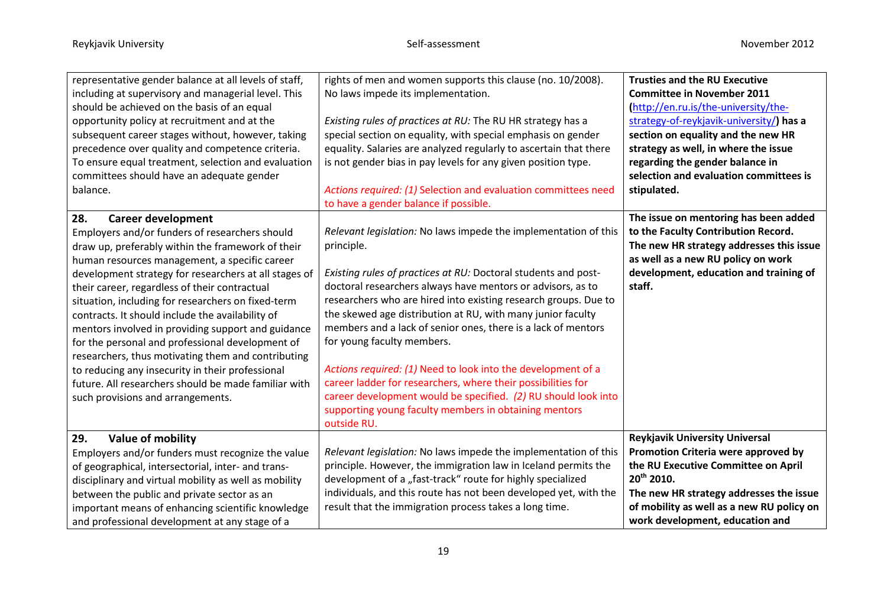| | | |
|---|---|---|
| representative gender balance at all levels of staff, including at supervisory and managerial level. This should be achieved on the basis of an equal opportunity policy at recruitment and at the subsequent career stages without, however, taking precedence over quality and competence criteria. To ensure equal treatment, selection and evaluation committees should have an adequate gender balance. | rights of men and women supports this clause (no. 10/2008). No laws impede its implementation.<br><br>*Existing rules of practices at RU:* The RU HR strategy has a special section on equality, with special emphasis on gender equality. Salaries are analyzed regularly to ascertain that there is not gender bias in pay levels for any given position type.<br><br>*Actions required: (1)* Selection and evaluation committees need to have a gender balance if possible. | **Trusties and the RU Executive Committee in November 2011 ([http://en.ru.is/the-university/the-strategy-of-reykjavik-university/](http://en.ru.is/the-university/the-strategy-of-reykjavik-university/)) has a section on equality and the new HR strategy as well, in where the issue regarding the gender balance in selection and evaluation committees is stipulated.** |
| **28. Career development**<br>Employers and/or funders of researchers should draw up, preferably within the framework of their human resources management, a specific career development strategy for researchers at all stages of their career, regardless of their contractual situation, including for researchers on fixed-term contracts. It should include the availability of mentors involved in providing support and guidance for the personal and professional development of researchers, thus motivating them and contributing to reducing any insecurity in their professional future. All researchers should be made familiar with such provisions and arrangements. | *Relevant legislation:* No laws impede the implementation of this principle.<br><br>*Existing rules of practices at RU:* Doctoral students and post-doctoral researchers always have mentors or advisors, as to researchers who are hired into existing research groups. Due to the skewed age distribution at RU, with many junior faculty members and a lack of senior ones, there is a lack of mentors for young faculty members.<br><br>*Actions required: (1)* Need to look into the development of a career ladder for researchers, where their possibilities for career development would be specified. *(2)* RU should look into supporting young faculty members in obtaining mentors outside RU. | **The issue on mentoring has been added to the Faculty Contribution Record. The new HR strategy addresses this issue as well as a new RU policy on work development, education and training of staff.** |
| **29. Value of mobility**<br>Employers and/or funders must recognize the value of geographical, intersectorial, inter- and trans-disciplinary and virtual mobility as well as mobility between the public and private sector as an important means of enhancing scientific knowledge and professional development at any stage of a | *Relevant legislation:* No laws impede the implementation of this principle. However, the immigration law in Iceland permits the development of a „fast-track“ route for highly specialized individuals, and this route has not been developed yet, with the result that the immigration process takes a long time. | **Reykjavik University Universal Promotion Criteria were approved by the RU Executive Committee on April 20th 2010.**<br>**The new HR strategy addresses the issue of mobility as well as a new RU policy on work development, education and** |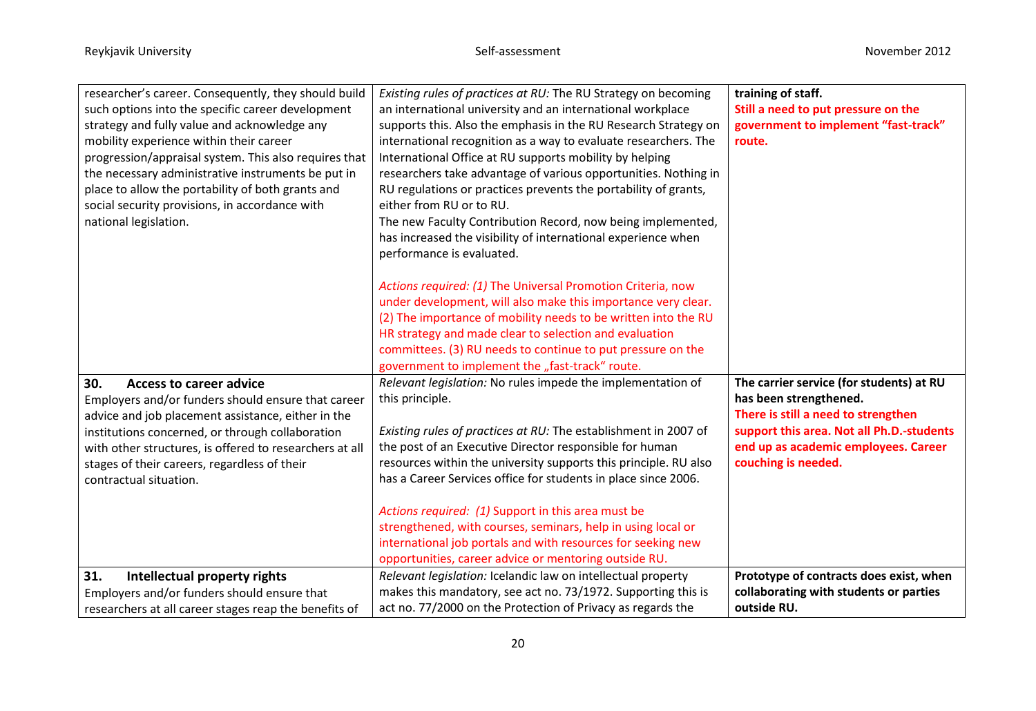| | | |
|---|---|---|
| researcher's career. Consequently, they should build such options into the specific career development strategy and fully value and acknowledge any mobility experience within their career progression/appraisal system. This also requires that the necessary administrative instruments be put in place to allow the portability of both grants and social security provisions, in accordance with national legislation. | *Existing rules of practices at RU:* The RU Strategy on becoming an international university and an international workplace supports this. Also the emphasis in the RU Research Strategy on international recognition as a way to evaluate researchers. The International Office at RU supports mobility by helping researchers take advantage of various opportunities. Nothing in RU regulations or practices prevents the portability of grants, either from RU or to RU.<br>The new Faculty Contribution Record, now being implemented, has increased the visibility of international experience when performance is evaluated.<br><br>*Actions required: (1)* The Universal Promotion Criteria, now under development, will also make this importance very clear. (2) The importance of mobility needs to be written into the RU HR strategy and made clear to selection and evaluation committees. (3) RU needs to continue to put pressure on the government to implement the „fast-track" route. | **training of staff.**<br>**Still a need to put pressure on the government to implement "fast-track" route.** |
| **30. Access to career advice**<br>Employers and/or funders should ensure that career advice and job placement assistance, either in the institutions concerned, or through collaboration with other structures, is offered to researchers at all stages of their careers, regardless of their contractual situation. | *Relevant legislation:* No rules impede the implementation of this principle.<br><br>*Existing rules of practices at RU:* The establishment in 2007 of the post of an Executive Director responsible for human resources within the university supports this principle. RU also has a Career Services office for students in place since 2006.<br><br>*Actions required: (1)* Support in this area must be strengthened, with courses, seminars, help in using local or international job portals and with resources for seeking new opportunities, career advice or mentoring outside RU. | **The carrier service (for students) at RU has been strengthened.**<br>**There is still a need to strengthen support this area. Not all Ph.D.-students end up as academic employees. Career couching is needed.** |
| **31. Intellectual property rights**<br>Employers and/or funders should ensure that researchers at all career stages reap the benefits of | *Relevant legislation:* Icelandic law on intellectual property makes this mandatory, see act no. 73/1972. Supporting this is act no. 77/2000 on the Protection of Privacy as regards the | **Prototype of contracts does exist, when collaborating with students or parties outside RU.** |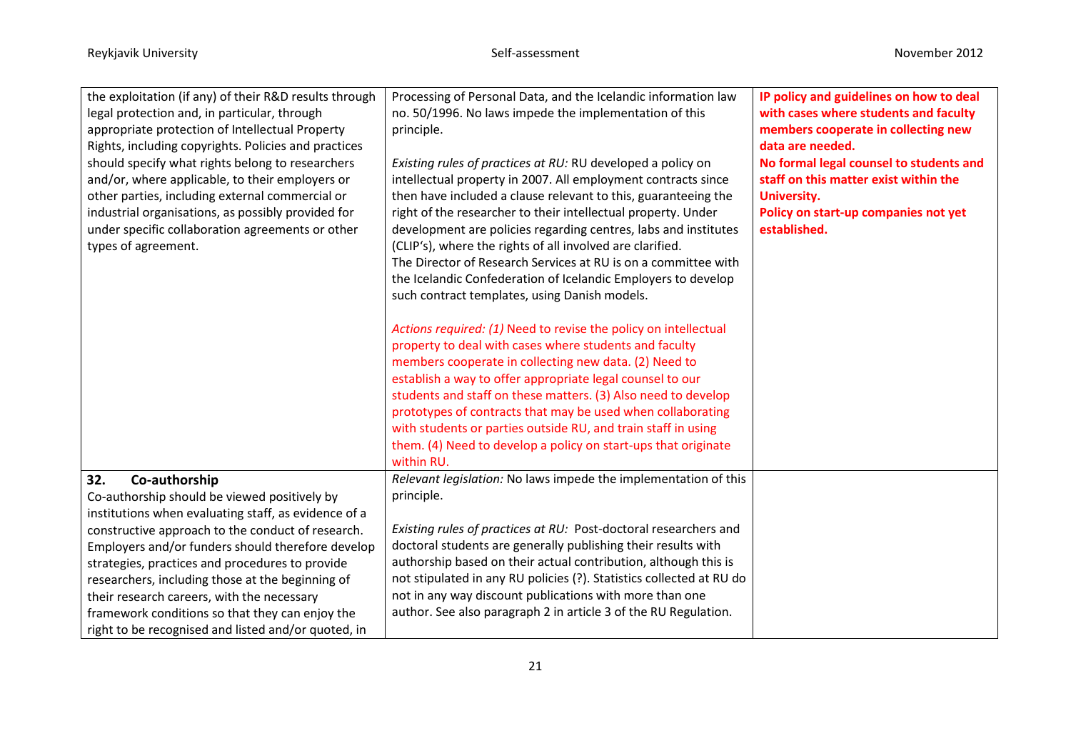| | | |
|---|---|---|
| the exploitation (if any) of their R&D results through legal protection and, in particular, through appropriate protection of Intellectual Property Rights, including copyrights. Policies and practices should specify what rights belong to researchers and/or, where applicable, to their employers or other parties, including external commercial or industrial organisations, as possibly provided for under specific collaboration agreements or other types of agreement. | Processing of Personal Data, and the Icelandic information law no. 50/1996. No laws impede the implementation of this principle.<br><br>*Existing rules of practices at RU:* RU developed a policy on intellectual property in 2007. All employment contracts since then have included a clause relevant to this, guaranteeing the right of the researcher to their intellectual property. Under development are policies regarding centres, labs and institutes (CLIP's), where the rights of all involved are clarified. The Director of Research Services at RU is on a committee with the Icelandic Confederation of Icelandic Employers to develop such contract templates, using Danish models.<br><br>*Actions required: (1)* Need to revise the policy on intellectual property to deal with cases where students and faculty members cooperate in collecting new data. (2) Need to establish a way to offer appropriate legal counsel to our students and staff on these matters. (3) Also need to develop prototypes of contracts that may be used when collaborating with students or parties outside RU, and train staff in using them. (4) Need to develop a policy on start-ups that originate within RU. | **IP policy and guidelines on how to deal with cases where students and faculty members cooperate in collecting new data are needed.**<br>**No formal legal counsel to students and staff on this matter exist within the University.**<br>**Policy on start-up companies not yet established.** |
| **32. Co-authorship**<br>Co-authorship should be viewed positively by institutions when evaluating staff, as evidence of a constructive approach to the conduct of research. Employers and/or funders should therefore develop strategies, practices and procedures to provide researchers, including those at the beginning of their research careers, with the necessary framework conditions so that they can enjoy the right to be recognised and listed and/or quoted, in | *Relevant legislation:* No laws impede the implementation of this principle.<br><br>*Existing rules of practices at RU:* Post-doctoral researchers and doctoral students are generally publishing their results with authorship based on their actual contribution, although this is not stipulated in any RU policies (?). Statistics collected at RU do not in any way discount publications with more than one author. See also paragraph 2 in article 3 of the RU Regulation. | |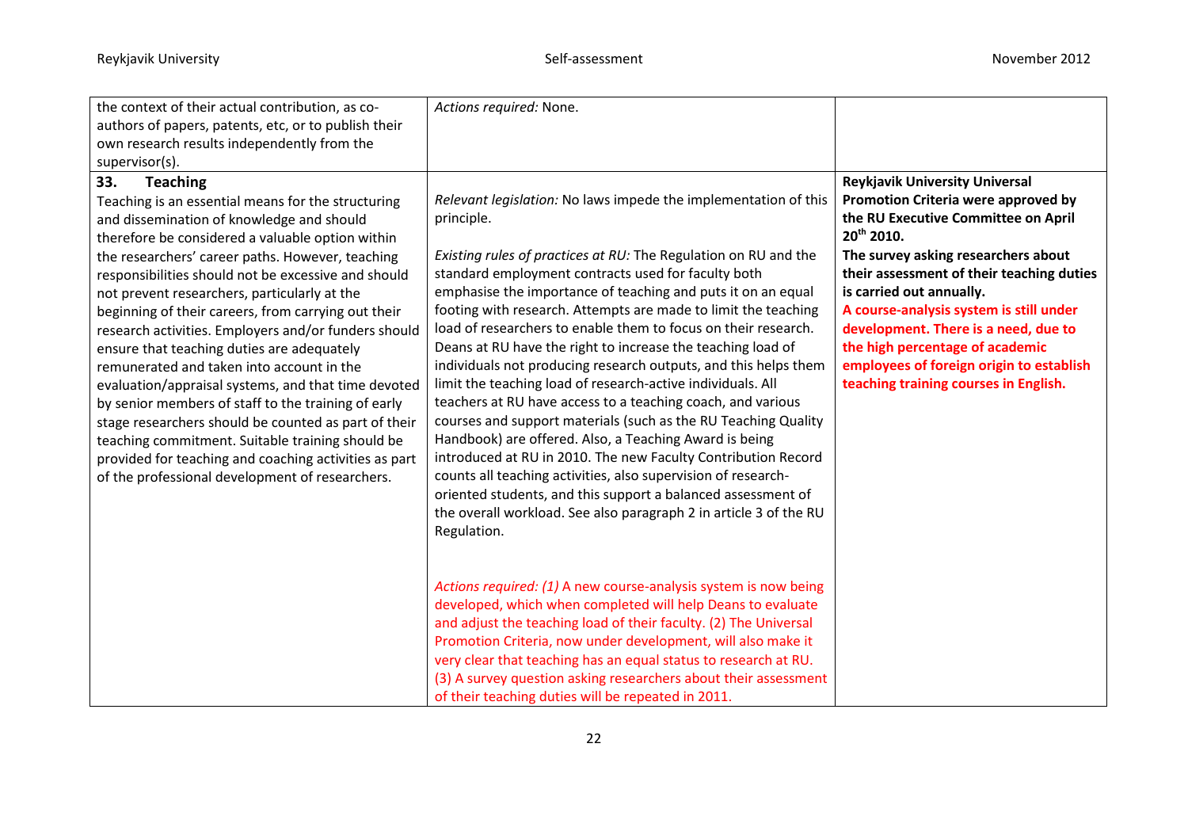| | | |
|---|---|---|
| the context of their actual contribution, as co-authors of papers, patents, etc, or to publish their own research results independently from the supervisor(s). | *Actions required:* None. | |
| **33. Teaching**<br>Teaching is an essential means for the structuring and dissemination of knowledge and should therefore be considered a valuable option within the researchers' career paths. However, teaching responsibilities should not be excessive and should not prevent researchers, particularly at the beginning of their careers, from carrying out their research activities. Employers and/or funders should ensure that teaching duties are adequately remunerated and taken into account in the evaluation/appraisal systems, and that time devoted by senior members of staff to the training of early stage researchers should be counted as part of their teaching commitment. Suitable training should be provided for teaching and coaching activities as part of the professional development of researchers. | *Relevant legislation:* No laws impede the implementation of this principle.<br><br>*Existing rules of practices at RU:* The Regulation on RU and the standard employment contracts used for faculty both emphasise the importance of teaching and puts it on an equal footing with research. Attempts are made to limit the teaching load of researchers to enable them to focus on their research. Deans at RU have the right to increase the teaching load of individuals not producing research outputs, and this helps them limit the teaching load of research-active individuals. All teachers at RU have access to a teaching coach, and various courses and support materials (such as the RU Teaching Quality Handbook) are offered. Also, a Teaching Award is being introduced at RU in 2010. The new Faculty Contribution Record counts all teaching activities, also supervision of research-oriented students, and this support a balanced assessment of the overall workload. See also paragraph 2 in article 3 of the RU Regulation.<br><br>*Actions required: (1)* A new course-analysis system is now being developed, which when completed will help Deans to evaluate and adjust the teaching load of their faculty. (2) The Universal Promotion Criteria, now under development, will also make it very clear that teaching has an equal status to research at RU. (3) A survey question asking researchers about their assessment of their teaching duties will be repeated in 2011. | **Reykjavik University Universal Promotion Criteria were approved by the RU Executive Committee on April 20th 2010.**<br>**The survey asking researchers about their assessment of their teaching duties is carried out annually.**<br>**A course-analysis system is still under development. There is a need, due to the high percentage of academic employees of foreign origin to establish teaching training courses in English.** |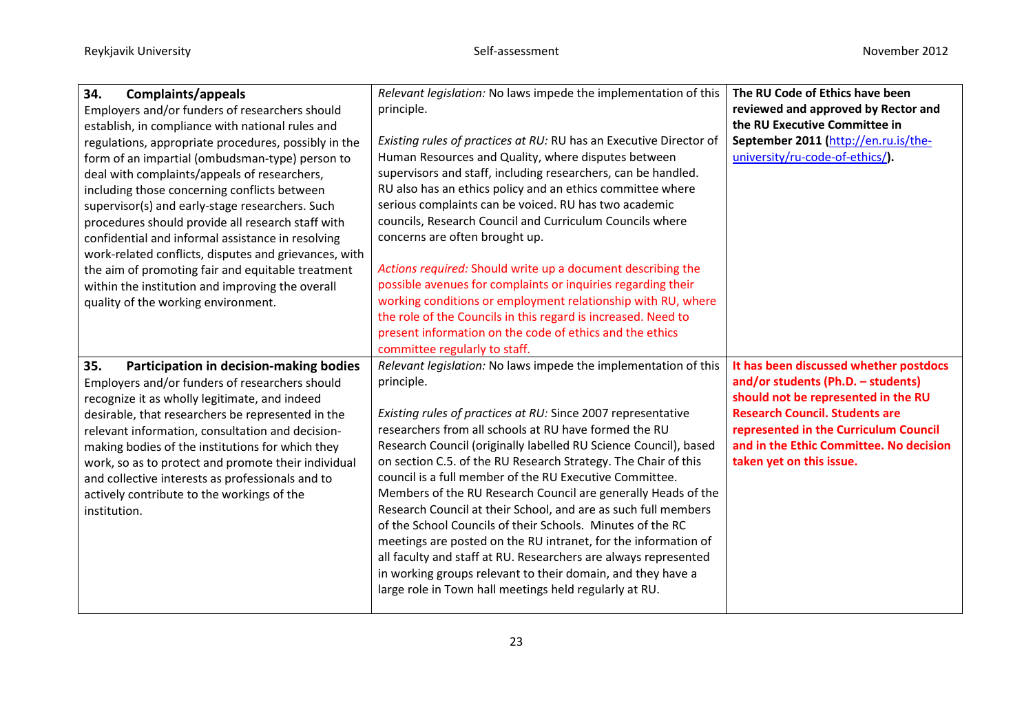| | | |
|---|---|---|
| **34. Complaints/appeals**<br>Employers and/or funders of researchers should establish, in compliance with national rules and regulations, appropriate procedures, possibly in the form of an impartial (ombudsman-type) person to deal with complaints/appeals of researchers, including those concerning conflicts between supervisor(s) and early-stage researchers. Such procedures should provide all research staff with confidential and informal assistance in resolving work-related conflicts, disputes and grievances, with the aim of promoting fair and equitable treatment within the institution and improving the overall quality of the working environment. | *Relevant legislation:* No laws impede the implementation of this principle.<br><br>*Existing rules of practices at RU:* RU has an Executive Director of Human Resources and Quality, where disputes between supervisors and staff, including researchers, can be handled. RU also has an ethics policy and an ethics committee where serious complaints can be voiced. RU has two academic councils, Research Council and Curriculum Councils where concerns are often brought up.<br><br>*Actions required:* Should write up a document describing the possible avenues for complaints or inquiries regarding their working conditions or employment relationship with RU, where the role of the Councils in this regard is increased. Need to present information on the code of ethics and the ethics committee regularly to staff. | **The RU Code of Ethics have been reviewed and approved by Rector and the RU Executive Committee in September 2011 (http://en.ru.is/the-university/ru-code-of-ethics/).** |
| **35. Participation in decision-making bodies**<br>Employers and/or funders of researchers should recognize it as wholly legitimate, and indeed desirable, that researchers be represented in the relevant information, consultation and decision-making bodies of the institutions for which they work, so as to protect and promote their individual and collective interests as professionals and to actively contribute to the workings of the institution. | *Relevant legislation:* No laws impede the implementation of this principle.<br><br>*Existing rules of practices at RU:* Since 2007 representative researchers from all schools at RU have formed the RU Research Council (originally labelled RU Science Council), based on section C.5. of the RU Research Strategy. The Chair of this council is a full member of the RU Executive Committee. Members of the RU Research Council are generally Heads of the Research Council at their School, and are as such full members of the School Councils of their Schools. Minutes of the RC meetings are posted on the RU intranet, for the information of all faculty and staff at RU. Researchers are always represented in working groups relevant to their domain, and they have a large role in Town hall meetings held regularly at RU. | **It has been discussed whether postdocs and/or students (Ph.D. – students) should not be represented in the RU Research Council. Students are represented in the Curriculum Council and in the Ethic Committee. No decision taken yet on this issue.** |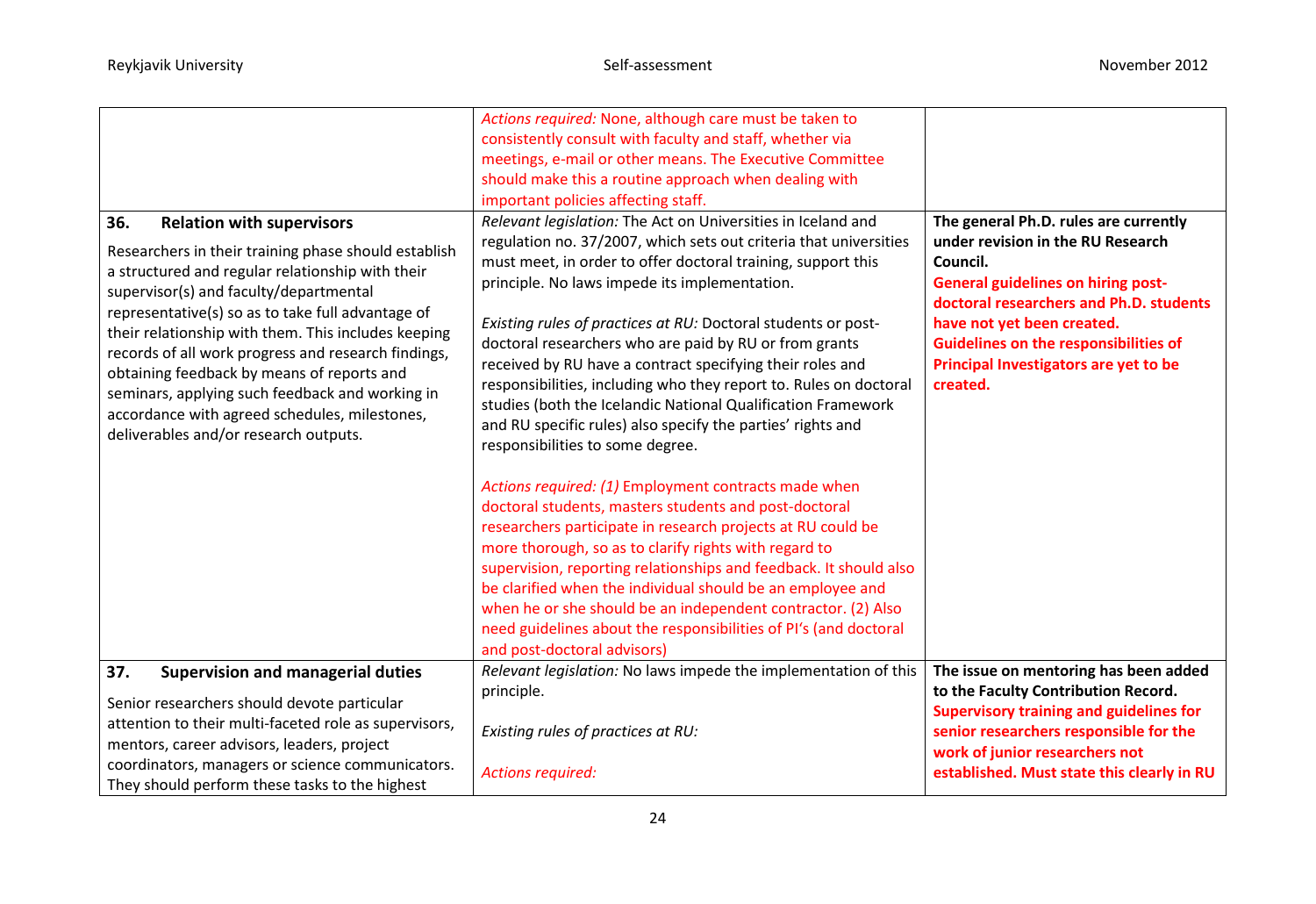| | | |
|---|---|---|
| | *Actions required:* None, although care must be taken to consistently consult with faculty and staff, whether via meetings, e-mail or other means. The Executive Committee should make this a routine approach when dealing with important policies affecting staff. | |
| **36. Relation with supervisors**<br><br>Researchers in their training phase should establish a structured and regular relationship with their supervisor(s) and faculty/departmental representative(s) so as to take full advantage of their relationship with them. This includes keeping records of all work progress and research findings, obtaining feedback by means of reports and seminars, applying such feedback and working in accordance with agreed schedules, milestones, deliverables and/or research outputs. | *Relevant legislation:* The Act on Universities in Iceland and regulation no. 37/2007, which sets out criteria that universities must meet, in order to offer doctoral training, support this principle. No laws impede its implementation.<br><br>*Existing rules of practices at RU:* Doctoral students or post-doctoral researchers who are paid by RU or from grants received by RU have a contract specifying their roles and responsibilities, including who they report to. Rules on doctoral studies (both the Icelandic National Qualification Framework and RU specific rules) also specify the parties' rights and responsibilities to some degree.<br><br>*Actions required: (1)* Employment contracts made when doctoral students, masters students and post-doctoral researchers participate in research projects at RU could be more thorough, so as to clarify rights with regard to supervision, reporting relationships and feedback. It should also be clarified when the individual should be an employee and when he or she should be an independent contractor. (2) Also need guidelines about the responsibilities of PI's (and doctoral and post-doctoral advisors) | **The general Ph.D. rules are currently under revision in the RU Research Council.**<br>**General guidelines on hiring post-doctoral researchers and Ph.D. students have not yet been created.**<br>**Guidelines on the responsibilities of Principal Investigators are yet to be created.** |
| **37. Supervision and managerial duties**<br><br>Senior researchers should devote particular attention to their multi-faceted role as supervisors, mentors, career advisors, leaders, project coordinators, managers or science communicators. They should perform these tasks to the highest | *Relevant legislation:* No laws impede the implementation of this principle.<br><br>*Existing rules of practices at RU:*<br><br>*Actions required:* | **The issue on mentoring has been added to the Faculty Contribution Record.**<br>**Supervisory training and guidelines for senior researchers responsible for the work of junior researchers not established. Must state this clearly in RU** |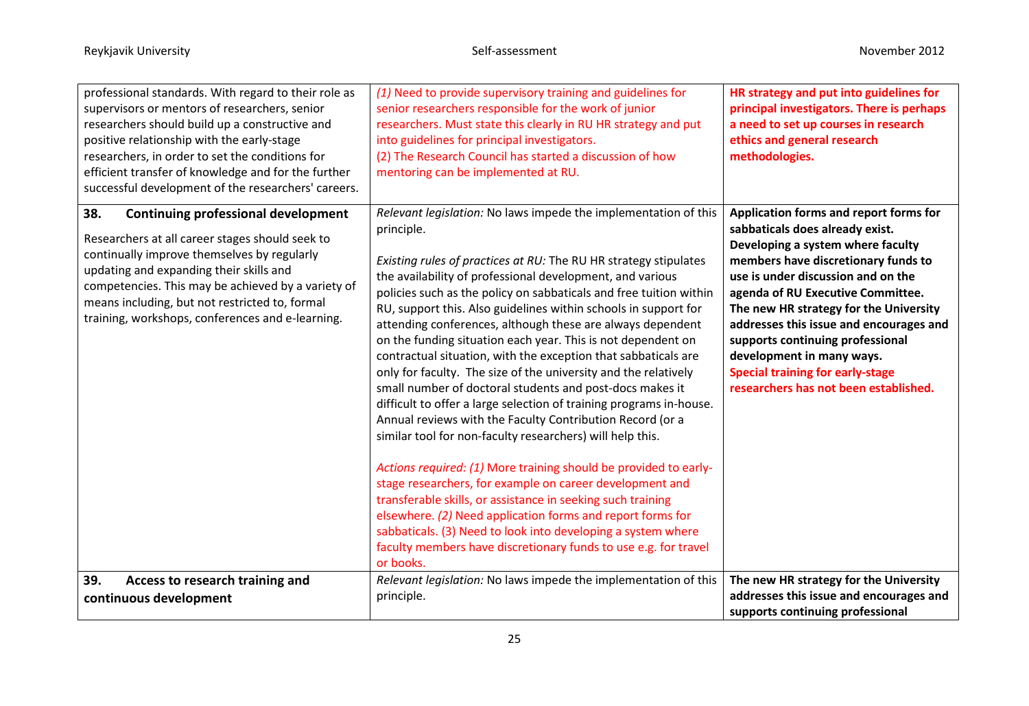| | | |
|---|---|---|
| professional standards. With regard to their role as supervisors or mentors of researchers, senior researchers should build up a constructive and positive relationship with the early-stage researchers, in order to set the conditions for efficient transfer of knowledge and for the further successful development of the researchers' careers. | *(1)* Need to provide supervisory training and guidelines for senior researchers responsible for the work of junior researchers. Must state this clearly in RU HR strategy and put into guidelines for principal investigators.<br>(2) The Research Council has started a discussion of how mentoring can be implemented at RU. | **HR strategy and put into guidelines for principal investigators. There is perhaps a need to set up courses in research ethics and general research methodologies.** |
| **38. Continuing professional development**<br><br>Researchers at all career stages should seek to continually improve themselves by regularly updating and expanding their skills and competencies. This may be achieved by a variety of means including, but not restricted to, formal training, workshops, conferences and e-learning. | *Relevant legislation:* No laws impede the implementation of this principle.<br><br>*Existing rules of practices at RU:* The RU HR strategy stipulates the availability of professional development, and various policies such as the policy on sabbaticals and free tuition within RU, support this. Also guidelines within schools in support for attending conferences, although these are always dependent on the funding situation each year. This is not dependent on contractual situation, with the exception that sabbaticals are only for faculty. The size of the university and the relatively small number of doctoral students and post-docs makes it difficult to offer a large selection of training programs in-house. Annual reviews with the Faculty Contribution Record (or a similar tool for non-faculty researchers) will help this.<br><br>*Actions required: (1)* More training should be provided to early-stage researchers, for example on career development and transferable skills, or assistance in seeking such training elsewhere. *(2)* Need application forms and report forms for sabbaticals. (3) Need to look into developing a system where faculty members have discretionary funds to use e.g. for travel or books. | **Application forms and report forms for sabbaticals does already exist. Developing a system where faculty members have discretionary funds to use is under discussion and on the agenda of RU Executive Committee. The new HR strategy for the University addresses this issue and encourages and supports continuing professional development in many ways.**<br>**Special training for early-stage researchers has not been established.** |
| **39. Access to research training and continuous development** | *Relevant legislation:* No laws impede the implementation of this principle. | **The new HR strategy for the University addresses this issue and encourages and supports continuing professional** |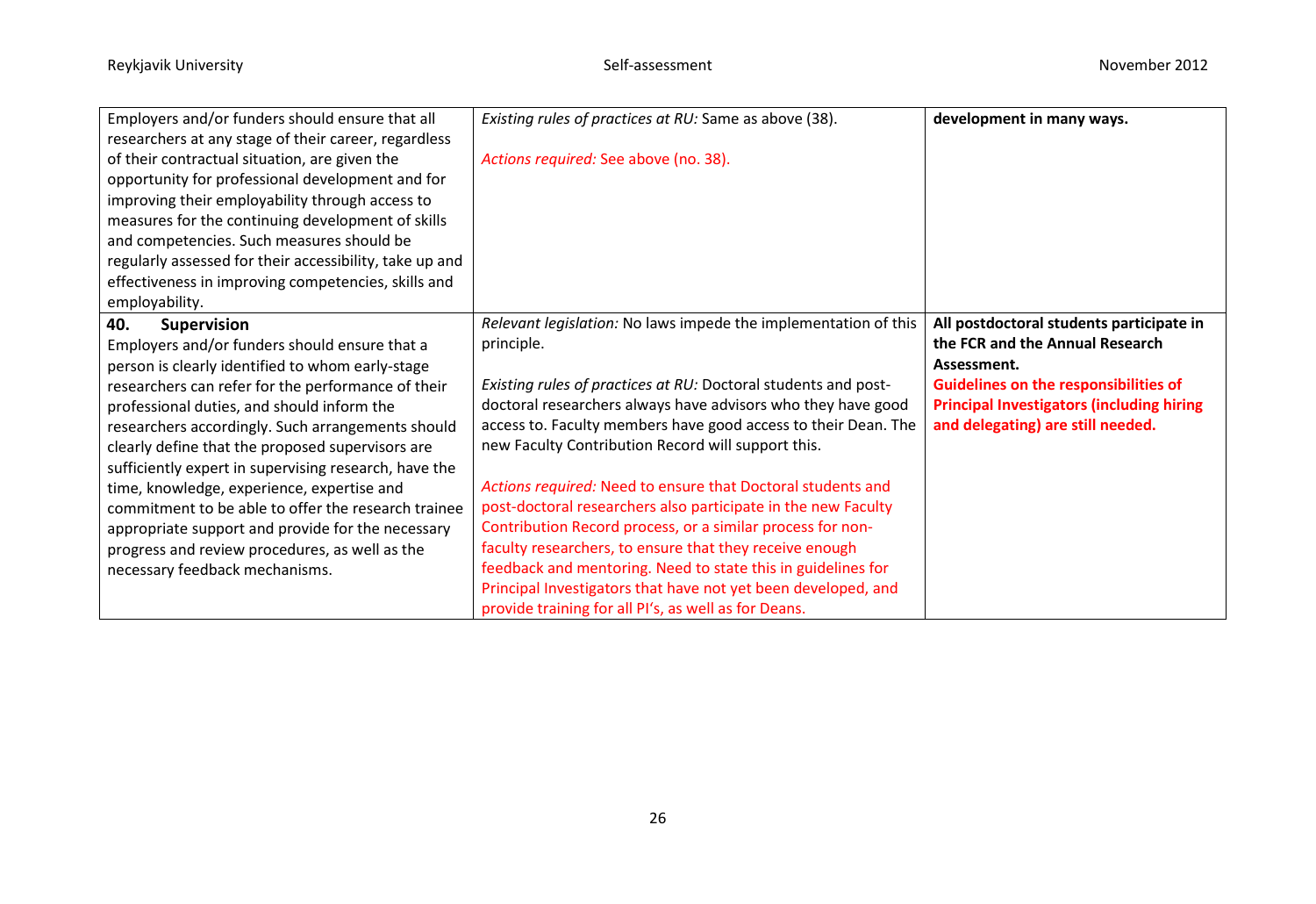| | | |
|---|---|---|
| Employers and/or funders should ensure that all researchers at any stage of their career, regardless of their contractual situation, are given the opportunity for professional development and for improving their employability through access to measures for the continuing development of skills and competencies. Such measures should be regularly assessed for their accessibility, take up and effectiveness in improving competencies, skills and employability. | *Existing rules of practices at RU:* Same as above (38).<br><br>*Actions required:* See above (no. 38). | **development in many ways.** |
| **40. Supervision**<br>Employers and/or funders should ensure that a person is clearly identified to whom early-stage researchers can refer for the performance of their professional duties, and should inform the researchers accordingly. Such arrangements should clearly define that the proposed supervisors are sufficiently expert in supervising research, have the time, knowledge, experience, expertise and commitment to be able to offer the research trainee appropriate support and provide for the necessary progress and review procedures, as well as the necessary feedback mechanisms. | *Relevant legislation:* No laws impede the implementation of this principle.<br><br>*Existing rules of practices at RU:* Doctoral students and post-doctoral researchers always have advisors who they have good access to. Faculty members have good access to their Dean. The new Faculty Contribution Record will support this.<br><br>*Actions required:* Need to ensure that Doctoral students and post-doctoral researchers also participate in the new Faculty Contribution Record process, or a similar process for non-faculty researchers, to ensure that they receive enough feedback and mentoring. Need to state this in guidelines for Principal Investigators that have not yet been developed, and provide training for all PI's, as well as for Deans. | **All postdoctoral students participate in the FCR and the Annual Research Assessment.**<br>**Guidelines on the responsibilities of Principal Investigators (including hiring and delegating) are still needed.** |